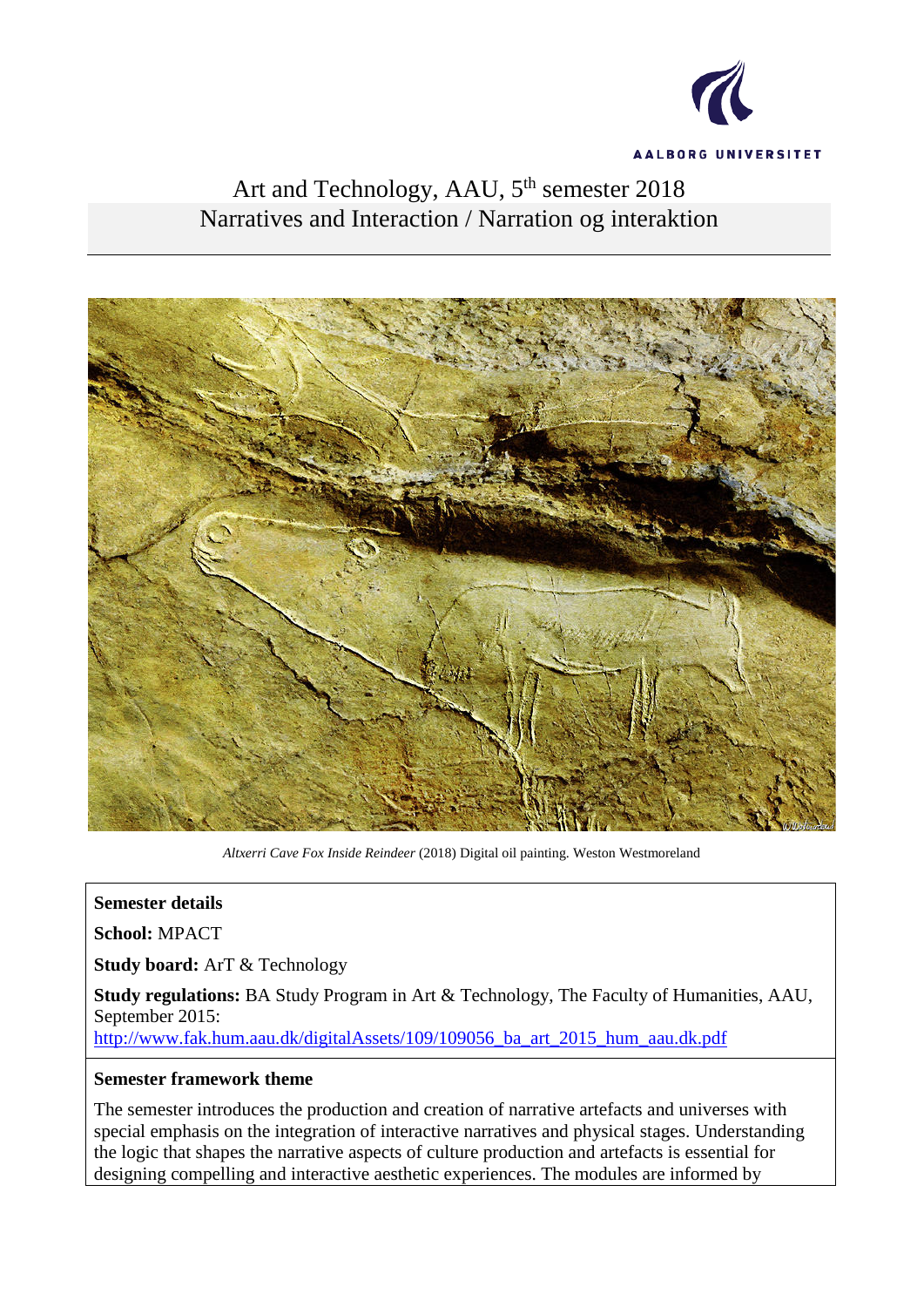AALBORG UNIVERSITET

# Art and Technology, AAU, 5th semester 2018
## Narratives and Interaction / Narration og interaktion

*Altxerri Cave Fox Inside Reindeer* (2018) Digital oil painting. Weston Westmoreland

**Semester details**

**School:** MPACT

**Study board:** ArT & Technology

**Study regulations:** BA Study Program in Art & Technology, The Faculty of Humanities, AAU, September 2015: [http://www.fak.hum.aau.dk/digitalAssets/109/109056_ba_art_2015_hum_aau.dk.pdf](http://www.fak.hum.aau.dk/digitalAssets/109/109056_ba_art_2015_hum_aau.dk.pdf)

**Semester framework theme**

The semester introduces the production and creation of narrative artefacts and universes with special emphasis on the integration of interactive narratives and physical stages. Understanding the logic that shapes the narrative aspects of culture production and artefacts is essential for designing compelling and interactive aesthetic experiences. The modules are informed by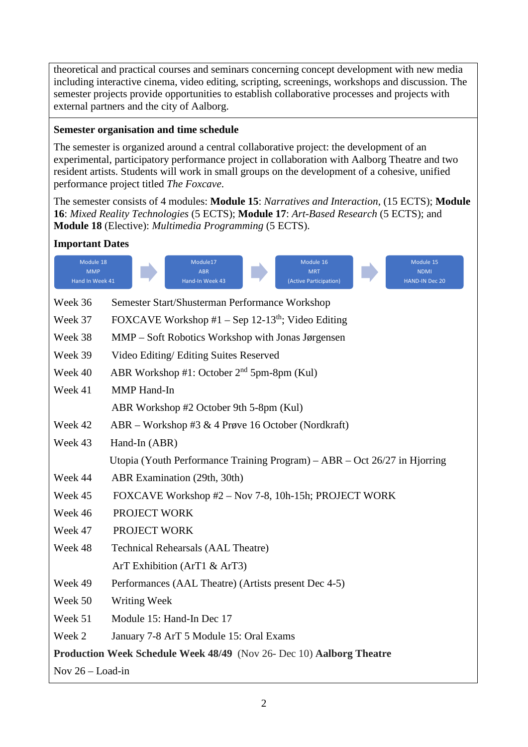theoretical and practical courses and seminars concerning concept development with new media including interactive cinema, video editing, scripting, screenings, workshops and discussion. The semester projects provide opportunities to establish collaborative processes and projects with external partners and the city of Aalborg.

**Semester organisation and time schedule**

The semester is organized around a central collaborative project: the development of an experimental, participatory performance project in collaboration with Aalborg Theatre and two resident artists. Students will work in small groups on the development of a cohesive, unified performance project titled *The Foxcave*.

The semester consists of 4 modules: **Module 15**: *Narratives and Interaction*, (15 ECTS); **Module 16**: *Mixed Reality Technologies* (5 ECTS); **Module 17**: *Art-Based Research* (5 ECTS); and **Module 18** (Elective): *Multimedia Programming* (5 ECTS).

**Important Dates**

Module 18 MMP Hand In Week 41 → Module17 ABR Hand-In Week 43 → Module 16 MRT (Active Participation) → Module 15 NDMI HAND-IN Dec 20

| | |
|---|---|
| Week 36 | Semester Start/Shusterman Performance Workshop |
| Week 37 | FOXCAVE Workshop #1 – Sep 12-13th; Video Editing |
| Week 38 | MMP – Soft Robotics Workshop with Jonas Jørgensen |
| Week 39 | Video Editing/ Editing Suites Reserved |
| Week 40 | ABR Workshop #1: October 2nd 5pm-8pm (Kul) |
| Week 41 | MMP Hand-In |
| | ABR Workshop #2 October 9th 5-8pm (Kul) |
| Week 42 | ABR – Workshop #3 & 4 Prøve 16 October (Nordkraft) |
| Week 43 | Hand-In (ABR) |
| | Utopia (Youth Performance Training Program) – ABR – Oct 26/27 in Hjorring |
| Week 44 | ABR Examination (29th, 30th) |
| Week 45 | FOXCAVE Workshop #2 – Nov 7-8, 10h-15h; PROJECT WORK |
| Week 46 | PROJECT WORK |
| Week 47 | PROJECT WORK |
| Week 48 | Technical Rehearsals (AAL Theatre) |
| | ArT Exhibition (ArT1 & ArT3) |
| Week 49 | Performances (AAL Theatre) (Artists present Dec 4-5) |
| Week 50 | Writing Week |
| Week 51 | Module 15: Hand-In Dec 17 |
| Week 2 | January 7-8 ArT 5 Module 15: Oral Exams |

**Production Week Schedule Week 48/49** (Nov 26- Dec 10) **Aalborg Theatre**

Nov 26 – Load-in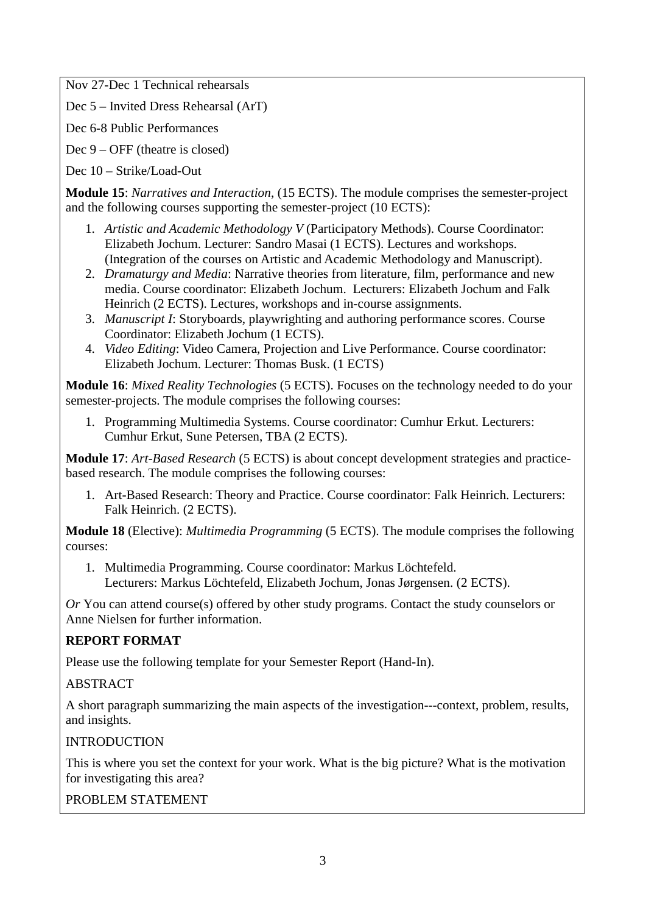Nov 27-Dec 1 Technical rehearsals

Dec 5 – Invited Dress Rehearsal (ArT)

Dec 6-8 Public Performances

Dec 9 – OFF (theatre is closed)

Dec 10 – Strike/Load-Out

**Module 15**: *Narratives and Interaction*, (15 ECTS). The module comprises the semester-project and the following courses supporting the semester-project (10 ECTS):

1. *Artistic and Academic Methodology V* (Participatory Methods). Course Coordinator: Elizabeth Jochum. Lecturer: Sandro Masai (1 ECTS). Lectures and workshops. (Integration of the courses on Artistic and Academic Methodology and Manuscript).
2. *Dramaturgy and Media*: Narrative theories from literature, film, performance and new media. Course coordinator: Elizabeth Jochum. Lecturers: Elizabeth Jochum and Falk Heinrich (2 ECTS). Lectures, workshops and in-course assignments.
3. *Manuscript I*: Storyboards, playwrighting and authoring performance scores. Course Coordinator: Elizabeth Jochum (1 ECTS).
4. *Video Editing*: Video Camera, Projection and Live Performance. Course coordinator: Elizabeth Jochum. Lecturer: Thomas Busk. (1 ECTS)

**Module 16**: *Mixed Reality Technologies* (5 ECTS). Focuses on the technology needed to do your semester-projects. The module comprises the following courses:

1. Programming Multimedia Systems. Course coordinator: Cumhur Erkut. Lecturers: Cumhur Erkut, Sune Petersen, TBA (2 ECTS).

**Module 17**: *Art-Based Research* (5 ECTS) is about concept development strategies and practice-based research. The module comprises the following courses:

1. Art-Based Research: Theory and Practice. Course coordinator: Falk Heinrich. Lecturers: Falk Heinrich. (2 ECTS).

**Module 18** (Elective): *Multimedia Programming* (5 ECTS). The module comprises the following courses:

1. Multimedia Programming. Course coordinator: Markus Löchtefeld. Lecturers: Markus Löchtefeld, Elizabeth Jochum, Jonas Jørgensen. (2 ECTS).

*Or* You can attend course(s) offered by other study programs. Contact the study counselors or Anne Nielsen for further information.

**REPORT FORMAT**

Please use the following template for your Semester Report (Hand-In).

ABSTRACT

A short paragraph summarizing the main aspects of the investigation---context, problem, results, and insights.

INTRODUCTION

This is where you set the context for your work. What is the big picture? What is the motivation for investigating this area?

PROBLEM STATEMENT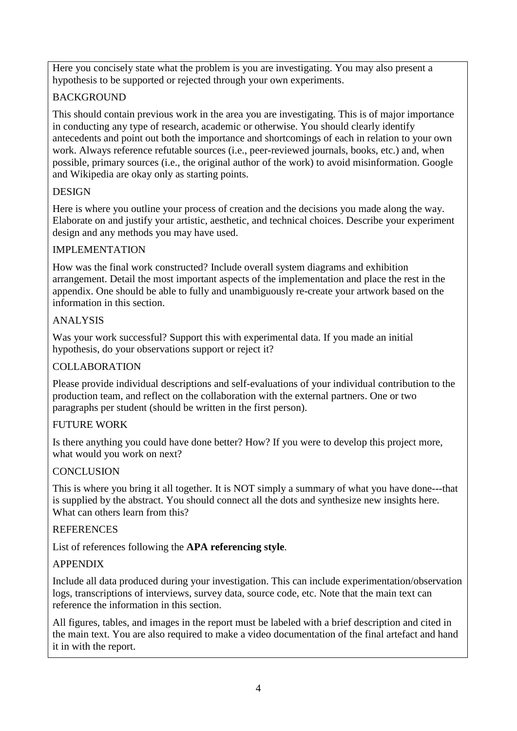Here you concisely state what the problem is you are investigating. You may also present a hypothesis to be supported or rejected through your own experiments.

## BACKGROUND

This should contain previous work in the area you are investigating. This is of major importance in conducting any type of research, academic or otherwise. You should clearly identify antecedents and point out both the importance and shortcomings of each in relation to your own work. Always reference refutable sources (i.e., peer-reviewed journals, books, etc.) and, when possible, primary sources (i.e., the original author of the work) to avoid misinformation. Google and Wikipedia are okay only as starting points.

## DESIGN

Here is where you outline your process of creation and the decisions you made along the way. Elaborate on and justify your artistic, aesthetic, and technical choices. Describe your experiment design and any methods you may have used.

## IMPLEMENTATION

How was the final work constructed? Include overall system diagrams and exhibition arrangement. Detail the most important aspects of the implementation and place the rest in the appendix. One should be able to fully and unambiguously re-create your artwork based on the information in this section.

## ANALYSIS

Was your work successful? Support this with experimental data. If you made an initial hypothesis, do your observations support or reject it?

## COLLABORATION

Please provide individual descriptions and self-evaluations of your individual contribution to the production team, and reflect on the collaboration with the external partners. One or two paragraphs per student (should be written in the first person).

## FUTURE WORK

Is there anything you could have done better? How? If you were to develop this project more, what would you work on next?

## CONCLUSION

This is where you bring it all together. It is NOT simply a summary of what you have done---that is supplied by the abstract. You should connect all the dots and synthesize new insights here. What can others learn from this?

## REFERENCES

List of references following the **APA referencing style**.

## APPENDIX

Include all data produced during your investigation. This can include experimentation/observation logs, transcriptions of interviews, survey data, source code, etc. Note that the main text can reference the information in this section.

All figures, tables, and images in the report must be labeled with a brief description and cited in the main text. You are also required to make a video documentation of the final artefact and hand it in with the report.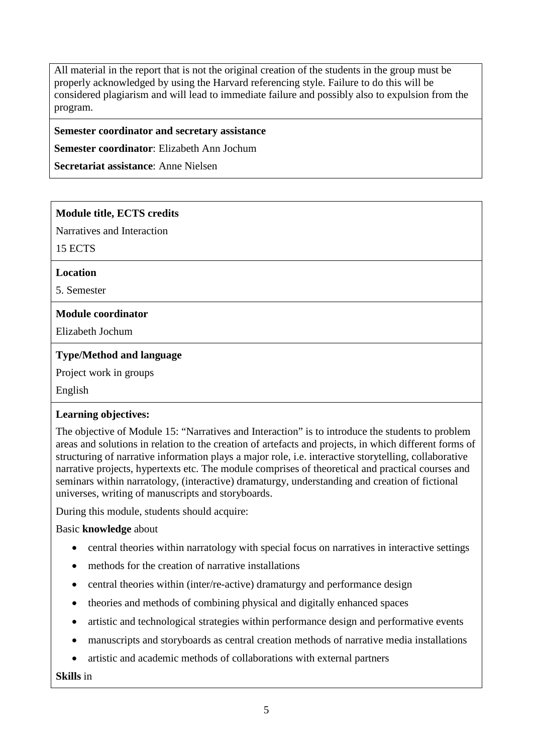All material in the report that is not the original creation of the students in the group must be properly acknowledged by using the Harvard referencing style. Failure to do this will be considered plagiarism and will lead to immediate failure and possibly also to expulsion from the program.

**Semester coordinator and secretary assistance**

**Semester coordinator**: Elizabeth Ann Jochum

**Secretariat assistance**: Anne Nielsen

**Module title, ECTS credits**

Narratives and Interaction

15 ECTS

**Location**

5. Semester

**Module coordinator**

Elizabeth Jochum

**Type/Method and language**

Project work in groups

English

**Learning objectives:**

The objective of Module 15: "Narratives and Interaction" is to introduce the students to problem areas and solutions in relation to the creation of artefacts and projects, in which different forms of structuring of narrative information plays a major role, i.e. interactive storytelling, collaborative narrative projects, hypertexts etc. The module comprises of theoretical and practical courses and seminars within narratology, (interactive) dramaturgy, understanding and creation of fictional universes, writing of manuscripts and storyboards.

During this module, students should acquire:

Basic **knowledge** about

- central theories within narratology with special focus on narratives in interactive settings
- methods for the creation of narrative installations
- central theories within (inter/re-active) dramaturgy and performance design
- theories and methods of combining physical and digitally enhanced spaces
- artistic and technological strategies within performance design and performative events
- manuscripts and storyboards as central creation methods of narrative media installations
- artistic and academic methods of collaborations with external partners

**Skills** in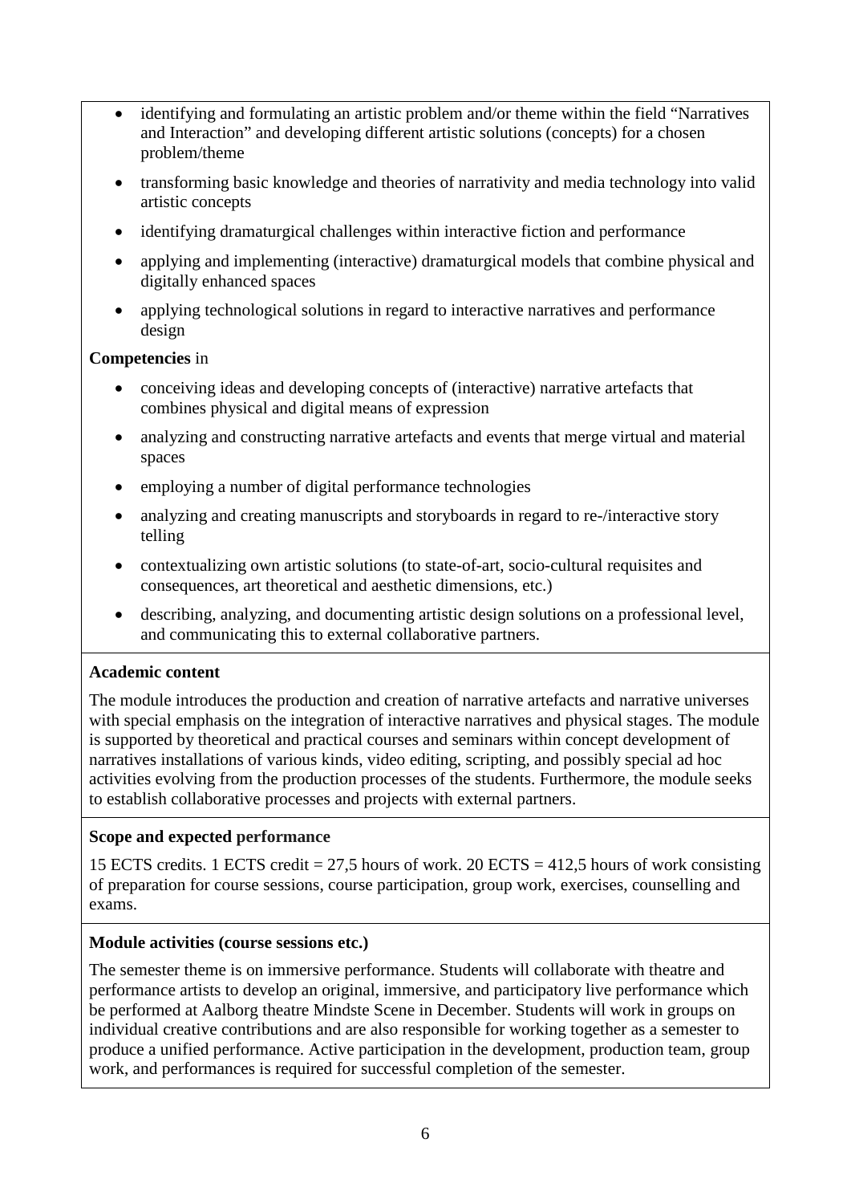- identifying and formulating an artistic problem and/or theme within the field "Narratives and Interaction" and developing different artistic solutions (concepts) for a chosen problem/theme
- transforming basic knowledge and theories of narrativity and media technology into valid artistic concepts
- identifying dramaturgical challenges within interactive fiction and performance
- applying and implementing (interactive) dramaturgical models that combine physical and digitally enhanced spaces
- applying technological solutions in regard to interactive narratives and performance design

**Competencies** in

- conceiving ideas and developing concepts of (interactive) narrative artefacts that combines physical and digital means of expression
- analyzing and constructing narrative artefacts and events that merge virtual and material spaces
- employing a number of digital performance technologies
- analyzing and creating manuscripts and storyboards in regard to re-/interactive story telling
- contextualizing own artistic solutions (to state-of-art, socio-cultural requisites and consequences, art theoretical and aesthetic dimensions, etc.)
- describing, analyzing, and documenting artistic design solutions on a professional level, and communicating this to external collaborative partners.

**Academic content**

The module introduces the production and creation of narrative artefacts and narrative universes with special emphasis on the integration of interactive narratives and physical stages. The module is supported by theoretical and practical courses and seminars within concept development of narratives installations of various kinds, video editing, scripting, and possibly special ad hoc activities evolving from the production processes of the students. Furthermore, the module seeks to establish collaborative processes and projects with external partners.

**Scope and expected performance**

15 ECTS credits. 1 ECTS credit = 27,5 hours of work. 20 ECTS = 412,5 hours of work consisting of preparation for course sessions, course participation, group work, exercises, counselling and exams.

**Module activities (course sessions etc.)**

The semester theme is on immersive performance. Students will collaborate with theatre and performance artists to develop an original, immersive, and participatory live performance which be performed at Aalborg theatre Mindste Scene in December. Students will work in groups on individual creative contributions and are also responsible for working together as a semester to produce a unified performance. Active participation in the development, production team, group work, and performances is required for successful completion of the semester.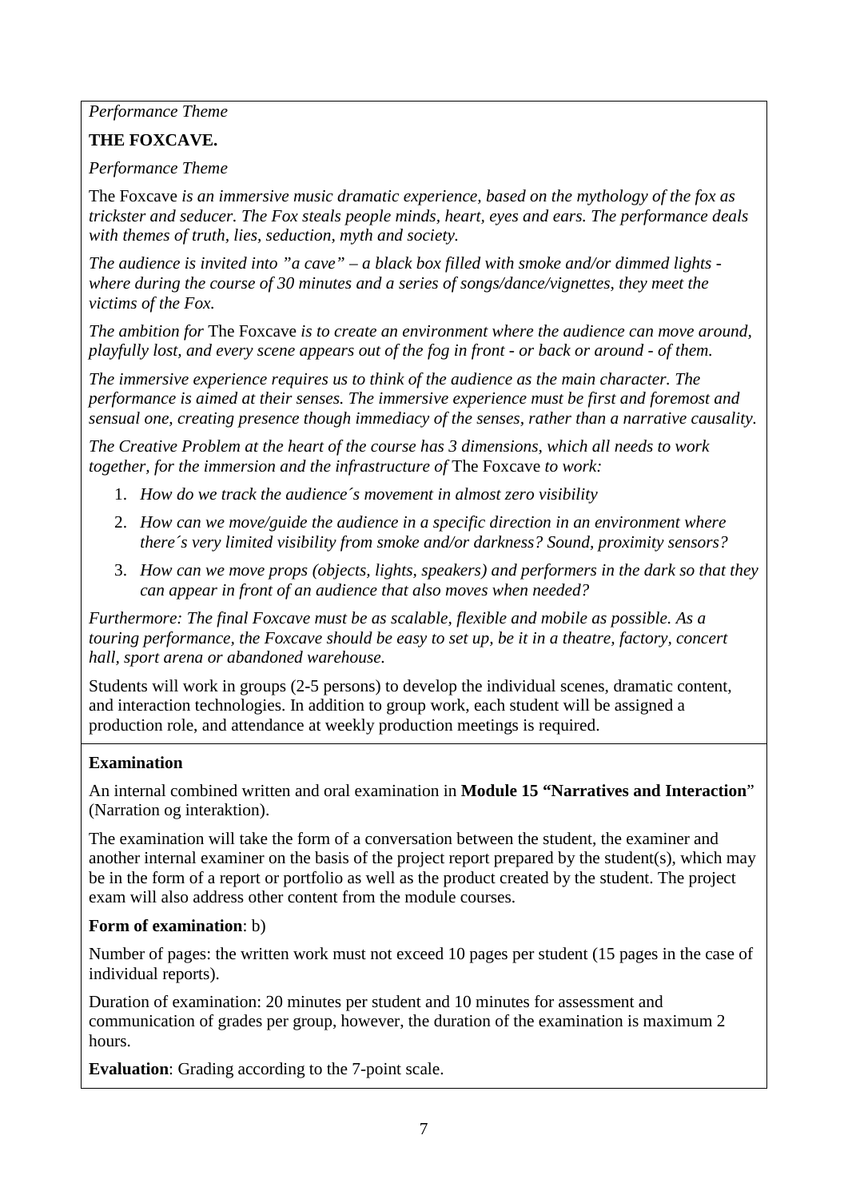*Performance Theme*

**THE FOXCAVE.**

*Performance Theme*

The Foxcave *is an immersive music dramatic experience, based on the mythology of the fox as trickster and seducer. The Fox steals people minds, heart, eyes and ears. The performance deals with themes of truth, lies, seduction, myth and society.*

*The audience is invited into "a cave" – a black box filled with smoke and/or dimmed lights - where during the course of 30 minutes and a series of songs/dance/vignettes, they meet the victims of the Fox.*

*The ambition for* The Foxcave *is to create an environment where the audience can move around, playfully lost, and every scene appears out of the fog in front - or back or around - of them.*

*The immersive experience requires us to think of the audience as the main character. The performance is aimed at their senses. The immersive experience must be first and foremost and sensual one, creating presence though immediacy of the senses, rather than a narrative causality.*

*The Creative Problem at the heart of the course has 3 dimensions, which all needs to work together, for the immersion and the infrastructure of* The Foxcave *to work:*

1. *How do we track the audience´s movement in almost zero visibility*
2. *How can we move/guide the audience in a specific direction in an environment where there´s very limited visibility from smoke and/or darkness? Sound, proximity sensors?*
3. *How can we move props (objects, lights, speakers) and performers in the dark so that they can appear in front of an audience that also moves when needed?*

*Furthermore: The final Foxcave must be as scalable, flexible and mobile as possible. As a touring performance, the Foxcave should be easy to set up, be it in a theatre, factory, concert hall, sport arena or abandoned warehouse.*

Students will work in groups (2-5 persons) to develop the individual scenes, dramatic content, and interaction technologies. In addition to group work, each student will be assigned a production role, and attendance at weekly production meetings is required.

**Examination**

An internal combined written and oral examination in **Module 15 "Narratives and Interaction**" (Narration og interaktion).

The examination will take the form of a conversation between the student, the examiner and another internal examiner on the basis of the project report prepared by the student(s), which may be in the form of a report or portfolio as well as the product created by the student. The project exam will also address other content from the module courses.

**Form of examination**: b)

Number of pages: the written work must not exceed 10 pages per student (15 pages in the case of individual reports).

Duration of examination: 20 minutes per student and 10 minutes for assessment and communication of grades per group, however, the duration of the examination is maximum 2 hours.

**Evaluation**: Grading according to the 7-point scale.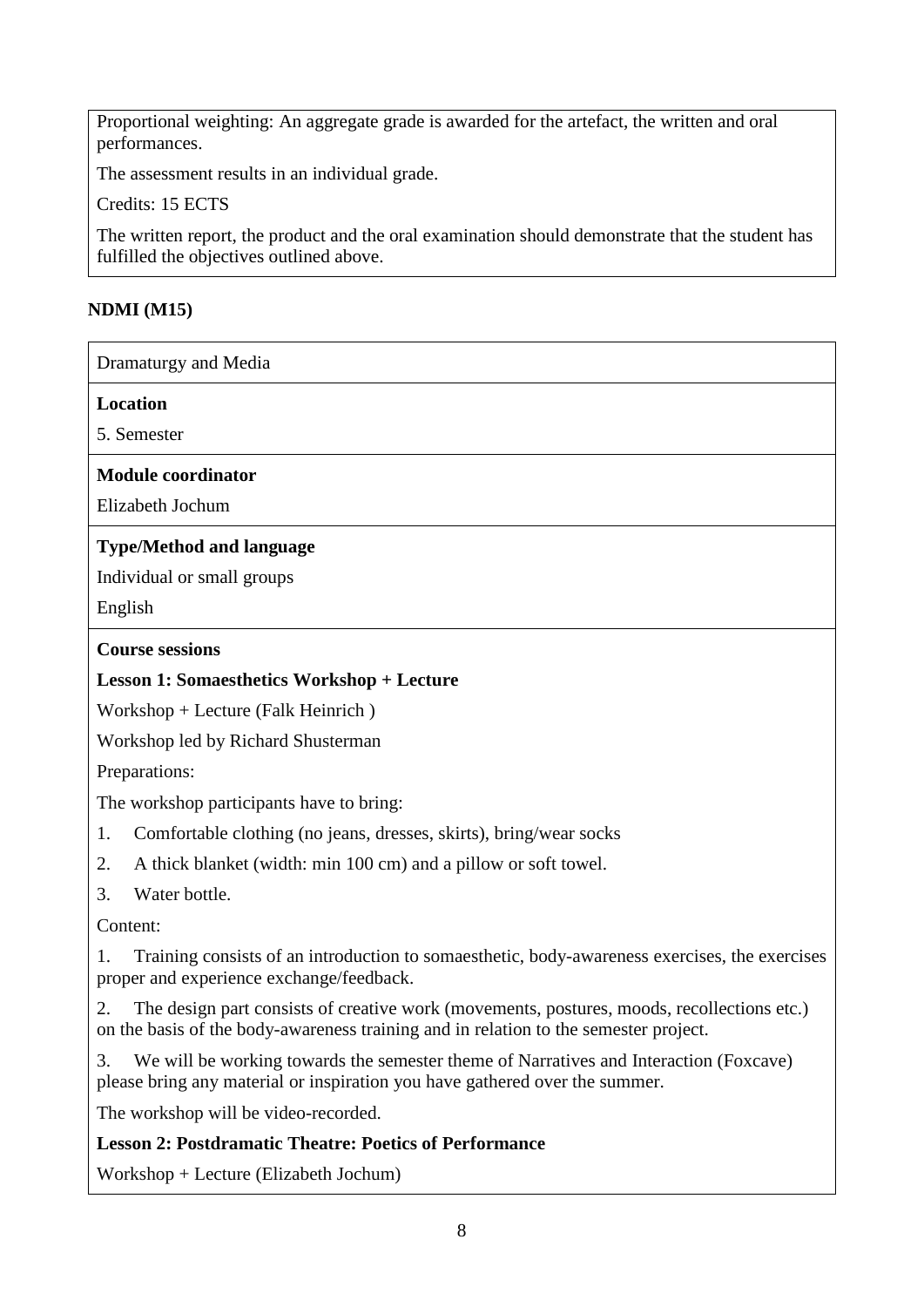Proportional weighting: An aggregate grade is awarded for the artefact, the written and oral performances.

The assessment results in an individual grade.

Credits: 15 ECTS

The written report, the product and the oral examination should demonstrate that the student has fulfilled the objectives outlined above.

**NDMI (M15)**

Dramaturgy and Media

**Location**

5. Semester

**Module coordinator**

Elizabeth Jochum

**Type/Method and language**

Individual or small groups

English

**Course sessions**

**Lesson 1: Somaesthetics Workshop + Lecture**

Workshop + Lecture (Falk Heinrich )

Workshop led by Richard Shusterman

Preparations:

The workshop participants have to bring:

1. Comfortable clothing (no jeans, dresses, skirts), bring/wear socks
2. A thick blanket (width: min 100 cm) and a pillow or soft towel.
3. Water bottle.

Content:

1. Training consists of an introduction to somaesthetic, body-awareness exercises, the exercises proper and experience exchange/feedback.
2. The design part consists of creative work (movements, postures, moods, recollections etc.) on the basis of the body-awareness training and in relation to the semester project.
3. We will be working towards the semester theme of Narratives and Interaction (Foxcave) please bring any material or inspiration you have gathered over the summer.

The workshop will be video-recorded.

**Lesson 2: Postdramatic Theatre: Poetics of Performance**

Workshop + Lecture (Elizabeth Jochum)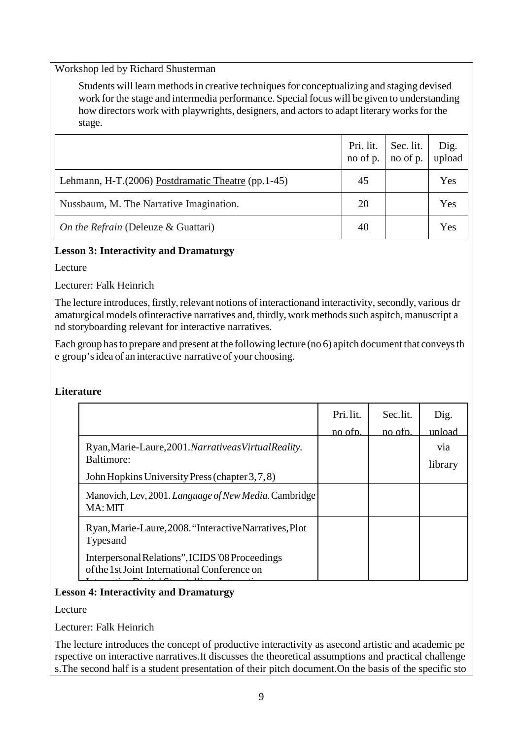Workshop led by Richard Shusterman

Students will learn methods in creative techniques for conceptualizing and staging devised work for the stage and intermedia performance. Special focus will be given to understanding how directors work with playwrights, designers, and actors to adapt literary works for the stage.

| | Pri. lit. no of p. | Sec. lit. no of p. | Dig. upload |
|---|---|---|---|
| Lehmann, H-T.(2006) Postdramatic Theatre (pp.1-45) | 45 | | Yes |
| Nussbaum, M. The Narrative Imagination. | 20 | | Yes |
| *On the Refrain* (Deleuze & Guattari) | 40 | | Yes |

**Lesson 3: Interactivity and Dramaturgy**

Lecture

Lecturer: Falk Heinrich

The lecture introduces, firstly, relevant notions of interactionand interactivity, secondly, various dr amaturgical models ofinteractive narratives and, thirdly, work methods such aspitch, manuscript a nd storyboarding relevant for interactive narratives.

Each group has to prepare and present at the following lecture (no 6) apitch document that conveys th e group's idea of an interactive narrative of your choosing.

**Literature**

| | Pri. lit. no of p. | Sec. lit. no of p. | Dig. upload |
|---|---|---|---|
| Ryan, Marie-Laure, 2001. *Narrative as Virtual Reality.* Baltimore: John Hopkins University Press (chapter 3, 7, 8) | | | via library |
| Manovich, Lev, 2001. *Language of New Media.* Cambridge MA: MIT | | | |
| Ryan, Marie-Laure, 2008. "Interactive Narratives, Plot Types and Interpersonal Relations", ICIDS '08 Proceedings of the 1st Joint International Conference on | | | |

**Lesson 4: Interactivity and Dramaturgy**

Lecture

Lecturer: Falk Heinrich

The lecture introduces the concept of productive interactivity as asecond artistic and academic pe rspective on interactive narratives.It discusses the theoretical assumptions and practical challenge s.The second half is a student presentation of their pitch document.On the basis of the specific sto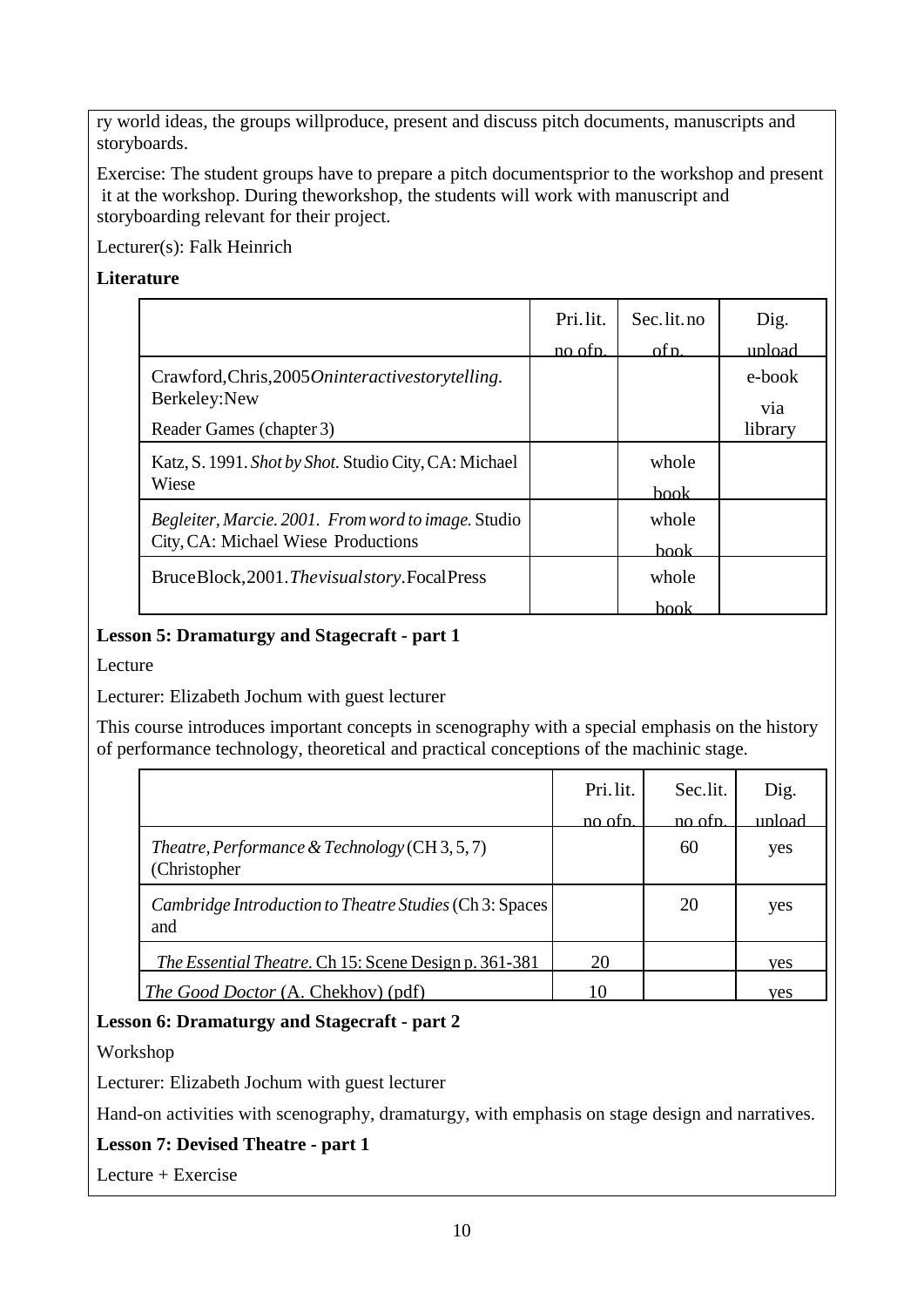ry world ideas, the groups willproduce, present and discuss pitch documents, manuscripts and storyboards.

Exercise: The student groups have to prepare a pitch documentsprior to the workshop and present it at the workshop. During theworkshop, the students will work with manuscript and storyboarding relevant for their project.

Lecturer(s): Falk Heinrich

**Literature**

| | Pri. lit. no ofp. | Sec. lit. no of p. | Dig. upload |
|---|---|---|---|
| Crawford,Chris,2005*Oninteractivestorytelling.* Berkeley:New Reader Games (chapter 3) | | | e-book via library |
| Katz, S. 1991. *Shot by Shot.* Studio City, CA: Michael Wiese | | whole book | |
| *Begleiter, Marcie. 2001. From word to image.* Studio City, CA: Michael Wiese Productions | | whole book | |
| BruceBlock,2001.*Thevisualstory*.FocalPress | | whole book | |

**Lesson 5: Dramaturgy and Stagecraft - part 1**

Lecture

Lecturer: Elizabeth Jochum with guest lecturer

This course introduces important concepts in scenography with a special emphasis on the history of performance technology, theoretical and practical conceptions of the machinic stage.

| | Pri. lit. no ofp. | Sec. lit. no ofp. | Dig. upload |
|---|---|---|---|
| *Theatre, Performance & Technology* (CH 3, 5, 7) (Christopher | | 60 | yes |
| *Cambridge Introduction to Theatre Studies* (Ch 3: Spaces and | | 20 | yes |
| *The Essential Theatre.* Ch 15: Scene Design p. 361-381 | 20 | | yes |
| *The Good Doctor* (A. Chekhov) (pdf) | 10 | | yes |

**Lesson 6: Dramaturgy and Stagecraft - part 2**

Workshop

Lecturer: Elizabeth Jochum with guest lecturer

Hand-on activities with scenography, dramaturgy, with emphasis on stage design and narratives.

**Lesson 7: Devised Theatre - part 1**

Lecture + Exercise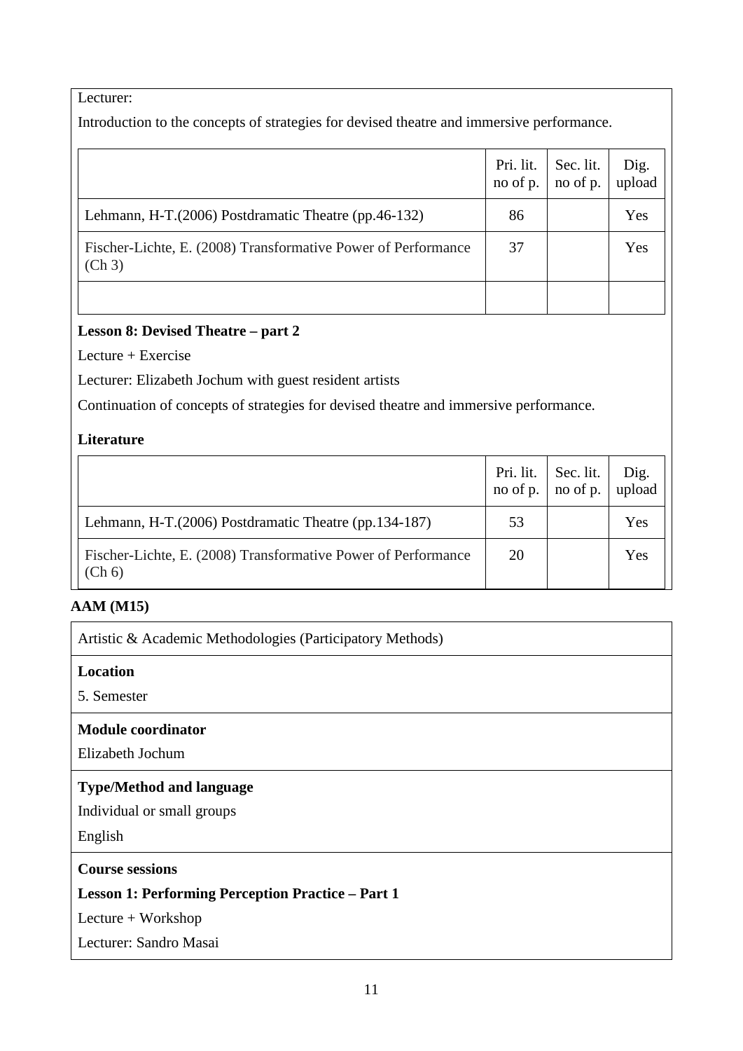Lecturer:

Introduction to the concepts of strategies for devised theatre and immersive performance.

| | Pri. lit. no of p. | Sec. lit. no of p. | Dig. upload |
|---|---|---|---|
| Lehmann, H-T.(2006) Postdramatic Theatre (pp.46-132) | 86 | | Yes |
| Fischer-Lichte, E. (2008) Transformative Power of Performance (Ch 3) | 37 | | Yes |
| | | | |

**Lesson 8: Devised Theatre – part 2**

Lecture + Exercise

Lecturer: Elizabeth Jochum with guest resident artists

Continuation of concepts of strategies for devised theatre and immersive performance.

**Literature**

| | Pri. lit. no of p. | Sec. lit. no of p. | Dig. upload |
|---|---|---|---|
| Lehmann, H-T.(2006) Postdramatic Theatre (pp.134-187) | 53 | | Yes |
| Fischer-Lichte, E. (2008) Transformative Power of Performance (Ch 6) | 20 | | Yes |

**AAM (M15)**

Artistic & Academic Methodologies (Participatory Methods)

**Location**

5. Semester

**Module coordinator**

Elizabeth Jochum

**Type/Method and language**

Individual or small groups

English

**Course sessions**

**Lesson 1: Performing Perception Practice – Part 1**

Lecture + Workshop

Lecturer: Sandro Masai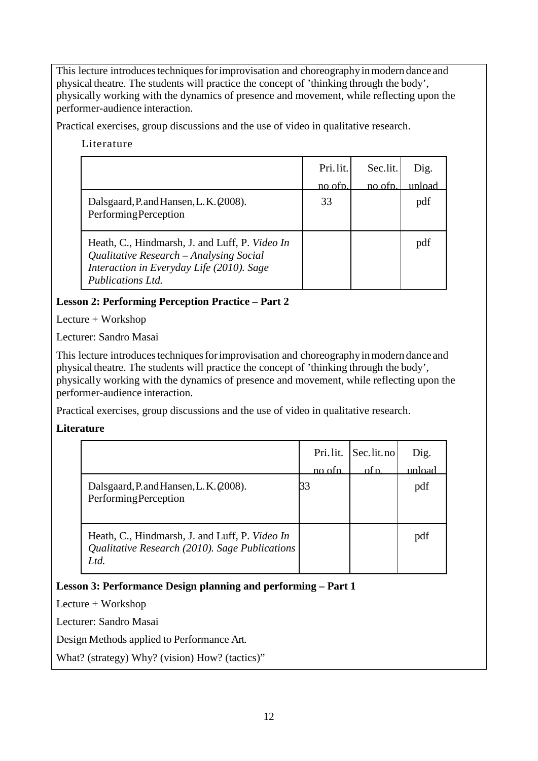This lecture introduces techniques for improvisation and choreography in modern dance and physical theatre. The students will practice the concept of 'thinking through the body', physically working with the dynamics of presence and movement, while reflecting upon the performer-audience interaction.

Practical exercises, group discussions and the use of video in qualitative research.

Literature

| | Pri. lit. no of p. | Sec. lit. no of p. | Dig. upload |
|---|---|---|---|
| Dalsgaard, P. and Hansen, L. K. (2008). Performing Perception | 33 | | pdf |
| Heath, C., Hindmarsh, J. and Luff, P. *Video In Qualitative Research – Analysing Social Interaction in Everyday Life (2010). Sage Publications Ltd.* | | | pdf |

**Lesson 2: Performing Perception Practice – Part 2**

Lecture + Workshop

Lecturer: Sandro Masai

This lecture introduces techniques for improvisation and choreography in modern dance and physical theatre. The students will practice the concept of 'thinking through the body', physically working with the dynamics of presence and movement, while reflecting upon the performer-audience interaction.

Practical exercises, group discussions and the use of video in qualitative research.

**Literature**

| | Pri. lit. no of p. | Sec. lit. no of p. | Dig. upload |
|---|---|---|---|
| Dalsgaard, P. and Hansen, L. K. (2008). Performing Perception | 33 | | pdf |
| Heath, C., Hindmarsh, J. and Luff, P. *Video In Qualitative Research (2010). Sage Publications Ltd.* | | | pdf |

**Lesson 3: Performance Design planning and performing – Part 1**

Lecture + Workshop

Lecturer: Sandro Masai

Design Methods applied to Performance Art.

What? (strategy) Why? (vision) How? (tactics)"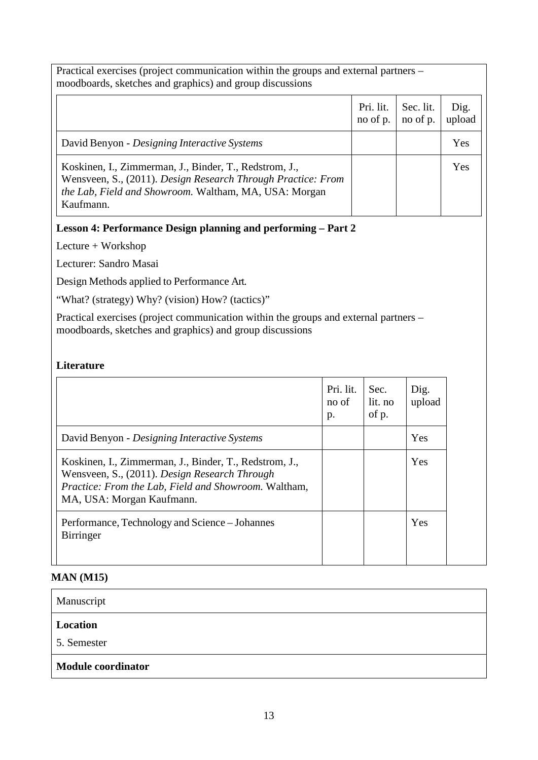Practical exercises (project communication within the groups and external partners – moodboards, sketches and graphics) and group discussions

| | Pri. lit. no of p. | Sec. lit. no of p. | Dig. upload |
|---|---|---|---|
| David Benyon - *Designing Interactive Systems* | | | Yes |
| Koskinen, I., Zimmerman, J., Binder, T., Redstrom, J., Wensveen, S., (2011). *Design Research Through Practice: From the Lab, Field and Showroom.* Waltham, MA, USA: Morgan Kaufmann. | | | Yes |

**Lesson 4: Performance Design planning and performing – Part 2**

Lecture + Workshop

Lecturer: Sandro Masai

Design Methods applied to Performance Art.

"What? (strategy) Why? (vision) How? (tactics)"

Practical exercises (project communication within the groups and external partners – moodboards, sketches and graphics) and group discussions

**Literature**

| | Pri. lit. no of p. | Sec. lit. no of p. | Dig. upload |
|---|---|---|---|
| David Benyon - *Designing Interactive Systems* | | | Yes |
| Koskinen, I., Zimmerman, J., Binder, T., Redstrom, J., Wensveen, S., (2011). *Design Research Through Practice: From the Lab, Field and Showroom.* Waltham, MA, USA: Morgan Kaufmann. | | | Yes |
| Performance, Technology and Science – Johannes Birringer | | | Yes |

**MAN (M15)**

Manuscript

**Location**

5. Semester

**Module coordinator**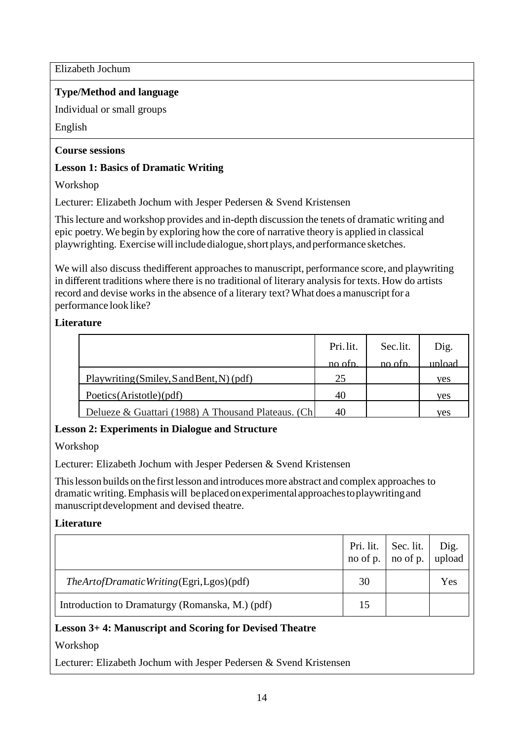Elizabeth Jochum

**Type/Method and language**

Individual or small groups

English

**Course sessions**

**Lesson 1: Basics of Dramatic Writing**

Workshop

Lecturer: Elizabeth Jochum with Jesper Pedersen & Svend Kristensen

This lecture and workshop provides and in-depth discussion the tenets of dramatic writing and epic poetry. We begin by exploring how the core of narrative theory is applied in classical playwrighting. Exercise will include dialogue, short plays, and performance sketches.

We will also discuss thedifferent approaches to manuscript, performance score, and playwriting in different traditions where there is no traditional of literary analysis for texts. How do artists record and devise works in the absence of a literary text? What does a manuscript for a performance look like?

**Literature**

| | Pri. lit. no ofp. | Sec. lit. no ofp. | Dig. upload |
|---|---|---|---|
| Playwriting (Smiley, S and Bent, N) (pdf) | 25 | | yes |
| Poetics (Aristotle) (pdf) | 40 | | yes |
| Delueze & Guattari (1988) A Thousand Plateaus. (Ch | 40 | | yes |

**Lesson 2: Experiments in Dialogue and Structure**

Workshop

Lecturer: Elizabeth Jochum with Jesper Pedersen & Svend Kristensen

This lesson builds on the first lesson and introduces more abstract and complex approaches to dramatic writing. Emphasis will be placed on experimental approaches to playwriting and manuscript development and devised theatre.

**Literature**

| | Pri. lit. no of p. | Sec. lit. no of p. | Dig. upload |
|---|---|---|---|
| *TheArtofDramaticWriting*(Egri, Lgos) (pdf) | 30 | | Yes |
| Introduction to Dramaturgy (Romanska, M.) (pdf) | 15 | | |

**Lesson 3+ 4: Manuscript and Scoring for Devised Theatre**

Workshop

Lecturer: Elizabeth Jochum with Jesper Pedersen & Svend Kristensen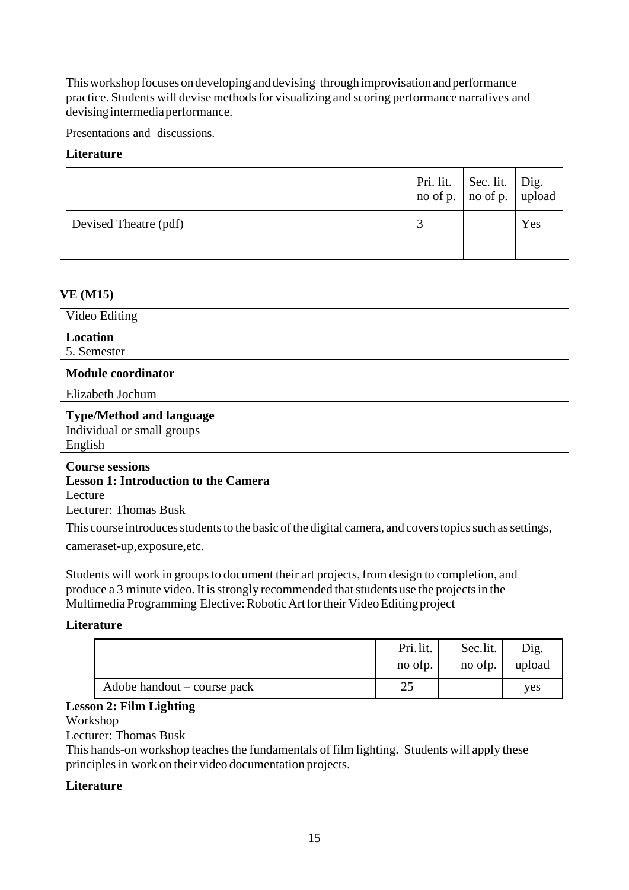This workshop focuses on developing and devising through improvisation and performance practice. Students will devise methods for visualizing and scoring performance narratives and devising intermedia performance.

Presentations and discussions.

**Literature**

| | Pri. lit. no of p. | Sec. lit. no of p. | Dig. upload |
|---|---|---|---|
| Devised Theatre (pdf) | 3 | | Yes |

**VE (M15)**

Video Editing

**Location**
5. Semester

**Module coordinator**

Elizabeth Jochum

**Type/Method and language**
Individual or small groups
English

**Course sessions**
**Lesson 1: Introduction to the Camera**
Lecture
Lecturer: Thomas Busk

This course introduces students to the basic of the digital camera, and covers topics such as settings, cameraset-up,exposure,etc.

Students will work in groups to document their art projects, from design to completion, and produce a 3 minute video. It is strongly recommended that students use the projects in the Multimedia Programming Elective: Robotic Art for their Video Editing project

**Literature**

| | Pri. lit. no ofp. | Sec. lit. no ofp. | Dig. upload |
|---|---|---|---|
| Adobe handout – course pack | 25 | | yes |

**Lesson 2: Film Lighting**
Workshop
Lecturer: Thomas Busk
This hands-on workshop teaches the fundamentals of film lighting. Students will apply these principles in work on their video documentation projects.

**Literature**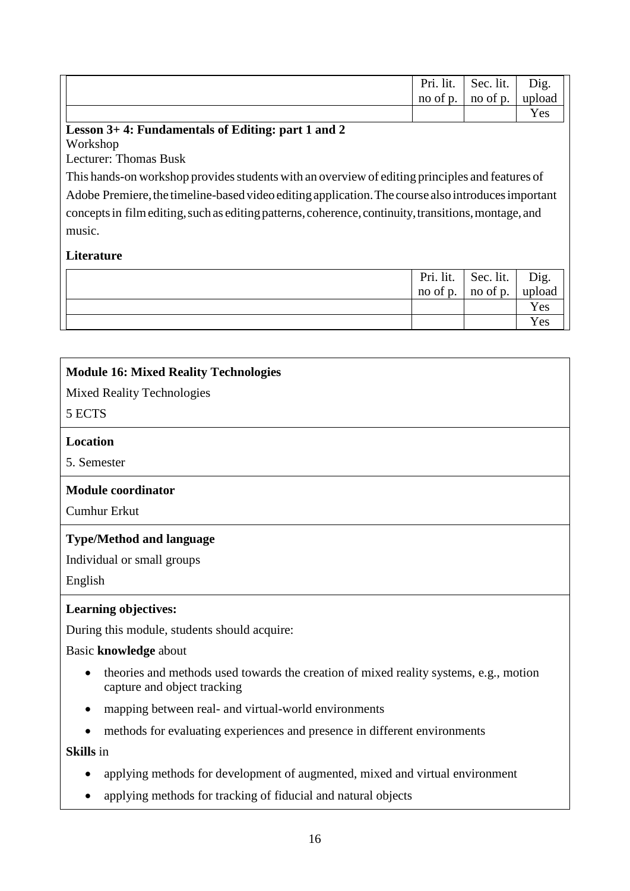| | Pri. lit. no of p. | Sec. lit. no of p. | Dig. upload |
|---|---|---|---|
| | | | Yes |

**Lesson 3+ 4: Fundamentals of Editing: part 1 and 2**

Workshop

Lecturer: Thomas Busk

This hands-on workshop provides students with an overview of editing principles and features of Adobe Premiere, the timeline-based video editing application. The course also introduces important concepts in film editing, such as editing patterns, coherence, continuity, transitions, montage, and music.

**Literature**

| | Pri. lit. no of p. | Sec. lit. no of p. | Dig. upload |
|---|---|---|---|
| | | | Yes |
| | | | Yes |

**Module 16: Mixed Reality Technologies**

Mixed Reality Technologies

5 ECTS

**Location**

5. Semester

**Module coordinator**

Cumhur Erkut

**Type/Method and language**

Individual or small groups

English

**Learning objectives:**

During this module, students should acquire:

Basic **knowledge** about

- theories and methods used towards the creation of mixed reality systems, e.g., motion capture and object tracking
- mapping between real- and virtual-world environments
- methods for evaluating experiences and presence in different environments

**Skills** in

- applying methods for development of augmented, mixed and virtual environment
- applying methods for tracking of fiducial and natural objects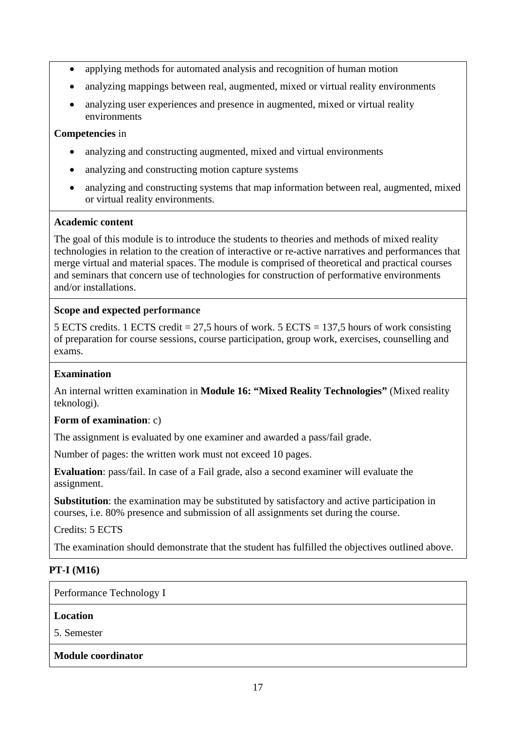- applying methods for automated analysis and recognition of human motion
- analyzing mappings between real, augmented, mixed or virtual reality environments
- analyzing user experiences and presence in augmented, mixed or virtual reality environments

**Competencies** in

- analyzing and constructing augmented, mixed and virtual environments
- analyzing and constructing motion capture systems
- analyzing and constructing systems that map information between real, augmented, mixed or virtual reality environments.

**Academic content**

The goal of this module is to introduce the students to theories and methods of mixed reality technologies in relation to the creation of interactive or re-active narratives and performances that merge virtual and material spaces. The module is comprised of theoretical and practical courses and seminars that concern use of technologies for construction of performative environments and/or installations.

**Scope and expected performance**

5 ECTS credits. 1 ECTS credit = 27,5 hours of work. 5 ECTS = 137,5 hours of work consisting of preparation for course sessions, course participation, group work, exercises, counselling and exams.

**Examination**

An internal written examination in **Module 16: "Mixed Reality Technologies"** (Mixed reality teknologi).

**Form of examination**: c)

The assignment is evaluated by one examiner and awarded a pass/fail grade.

Number of pages: the written work must not exceed 10 pages.

**Evaluation**: pass/fail. In case of a Fail grade, also a second examiner will evaluate the assignment.

**Substitution**: the examination may be substituted by satisfactory and active participation in courses, i.e. 80% presence and submission of all assignments set during the course.

Credits: 5 ECTS

The examination should demonstrate that the student has fulfilled the objectives outlined above.

**PT-I (M16)**

Performance Technology I

**Location**

5. Semester

**Module coordinator**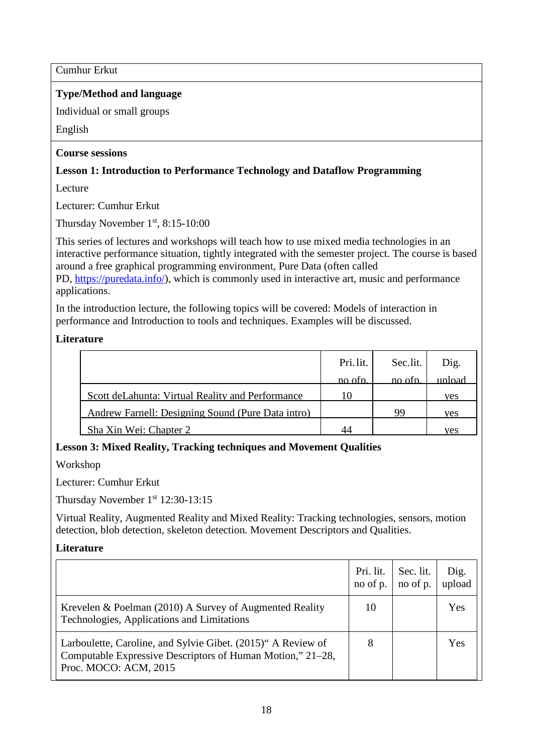Cumhur Erkut

**Type/Method and language**

Individual or small groups

English

**Course sessions**

**Lesson 1: Introduction to Performance Technology and Dataflow Programming**

Lecture

Lecturer: Cumhur Erkut

Thursday November 1st, 8:15-10:00

This series of lectures and workshops will teach how to use mixed media technologies in an interactive performance situation, tightly integrated with the semester project. The course is based around a free graphical programming environment, Pure Data (often called PD, https://puredata.info/), which is commonly used in interactive art, music and performance applications.

In the introduction lecture, the following topics will be covered: Models of interaction in performance and Introduction to tools and techniques. Examples will be discussed.

**Literature**

| | Pri. lit. no of p. | Sec. lit. no of p. | Dig. upload |
|---|---|---|---|
| Scott deLahunta: Virtual Reality and Performance | 10 | | yes |
| Andrew Farnell: Designing Sound (Pure Data intro) | | 99 | yes |
| Sha Xin Wei: Chapter 2 | 44 | | yes |

**Lesson 3: Mixed Reality, Tracking techniques and Movement Qualities**

Workshop

Lecturer: Cumhur Erkut

Thursday November 1st 12:30-13:15

Virtual Reality, Augmented Reality and Mixed Reality: Tracking technologies, sensors, motion detection, blob detection, skeleton detection. Movement Descriptors and Qualities.

**Literature**

| | Pri. lit. no of p. | Sec. lit. no of p. | Dig. upload |
|---|---|---|---|
| Krevelen & Poelman (2010) A Survey of Augmented Reality Technologies, Applications and Limitations | 10 | | Yes |
| Larboulette, Caroline, and Sylvie Gibet. (2015)" A Review of Computable Expressive Descriptors of Human Motion," 21–28, Proc. MOCO: ACM, 2015 | 8 | | Yes |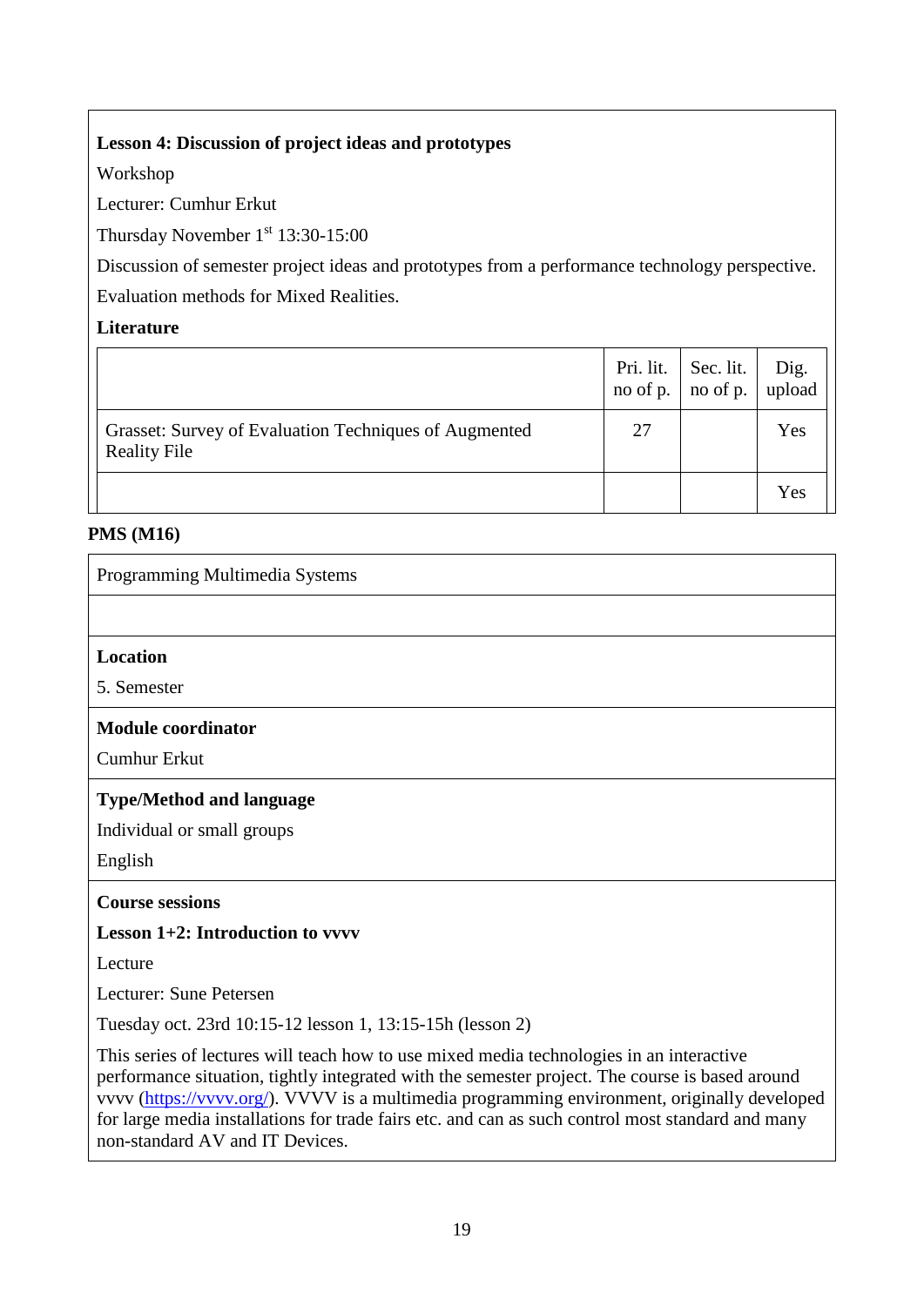**Lesson 4: Discussion of project ideas and prototypes**

Workshop

Lecturer: Cumhur Erkut

Thursday November 1st 13:30-15:00

Discussion of semester project ideas and prototypes from a performance technology perspective.

Evaluation methods for Mixed Realities.

**Literature**

| | Pri. lit. no of p. | Sec. lit. no of p. | Dig. upload |
|---|---|---|---|
| Grasset: Survey of Evaluation Techniques of Augmented Reality File | 27 | | Yes |
| | | | Yes |

**PMS (M16)**

Programming Multimedia Systems

**Location**

5. Semester

**Module coordinator**

Cumhur Erkut

**Type/Method and language**

Individual or small groups

English

**Course sessions**

**Lesson 1+2: Introduction to vvvv**

Lecture

Lecturer: Sune Petersen

Tuesday oct. 23rd 10:15-12 lesson 1, 13:15-15h (lesson 2)

This series of lectures will teach how to use mixed media technologies in an interactive performance situation, tightly integrated with the semester project. The course is based around vvvv (https://vvvv.org/). VVVV is a multimedia programming environment, originally developed for large media installations for trade fairs etc. and can as such control most standard and many non-standard AV and IT Devices.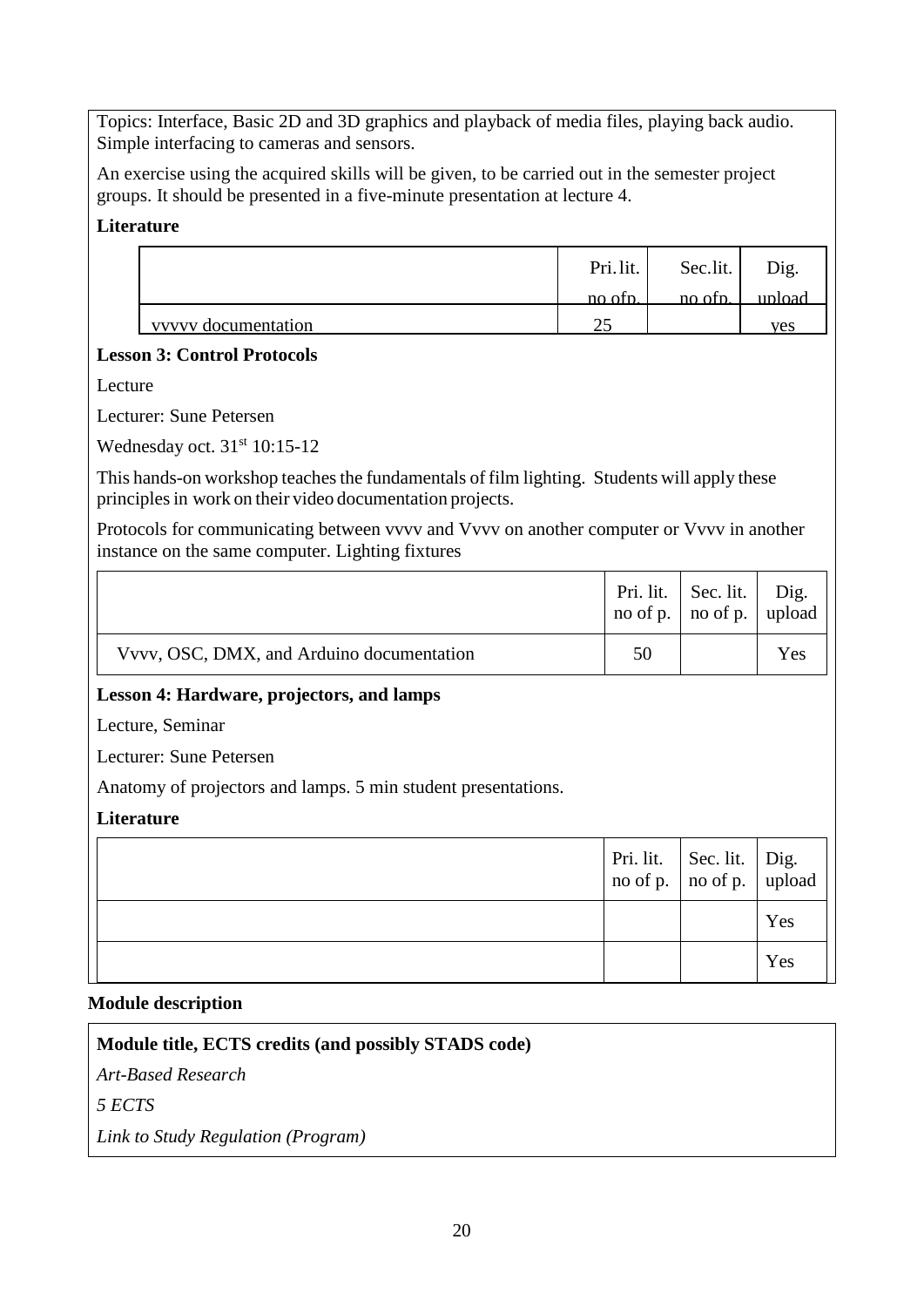Topics: Interface, Basic 2D and 3D graphics and playback of media files, playing back audio. Simple interfacing to cameras and sensors.

An exercise using the acquired skills will be given, to be carried out in the semester project groups. It should be presented in a five-minute presentation at lecture 4.

**Literature**

| | Pri. lit. no of p. | Sec. lit. no of p. | Dig. upload |
|---|---|---|---|
| vvvvv documentation | 25 | | yes |

**Lesson 3: Control Protocols**

Lecture

Lecturer: Sune Petersen

Wednesday oct. 31st 10:15-12

This hands-on workshop teaches the fundamentals of film lighting. Students will apply these principles in work on their video documentation projects.

Protocols for communicating between vvvv and Vvvv on another computer or Vvvv in another instance on the same computer. Lighting fixtures

| | Pri. lit. no of p. | Sec. lit. no of p. | Dig. upload |
|---|---|---|---|
| Vvvv, OSC, DMX, and Arduino documentation | 50 | | Yes |

**Lesson 4: Hardware, projectors, and lamps**

Lecture, Seminar

Lecturer: Sune Petersen

Anatomy of projectors and lamps. 5 min student presentations.

**Literature**

| | Pri. lit. no of p. | Sec. lit. no of p. | Dig. upload |
|---|---|---|---|
| | | | Yes |
| | | | Yes |

**Module description**

**Module title, ECTS credits (and possibly STADS code)**

*Art-Based Research*

*5 ECTS*

*Link to Study Regulation (Program)*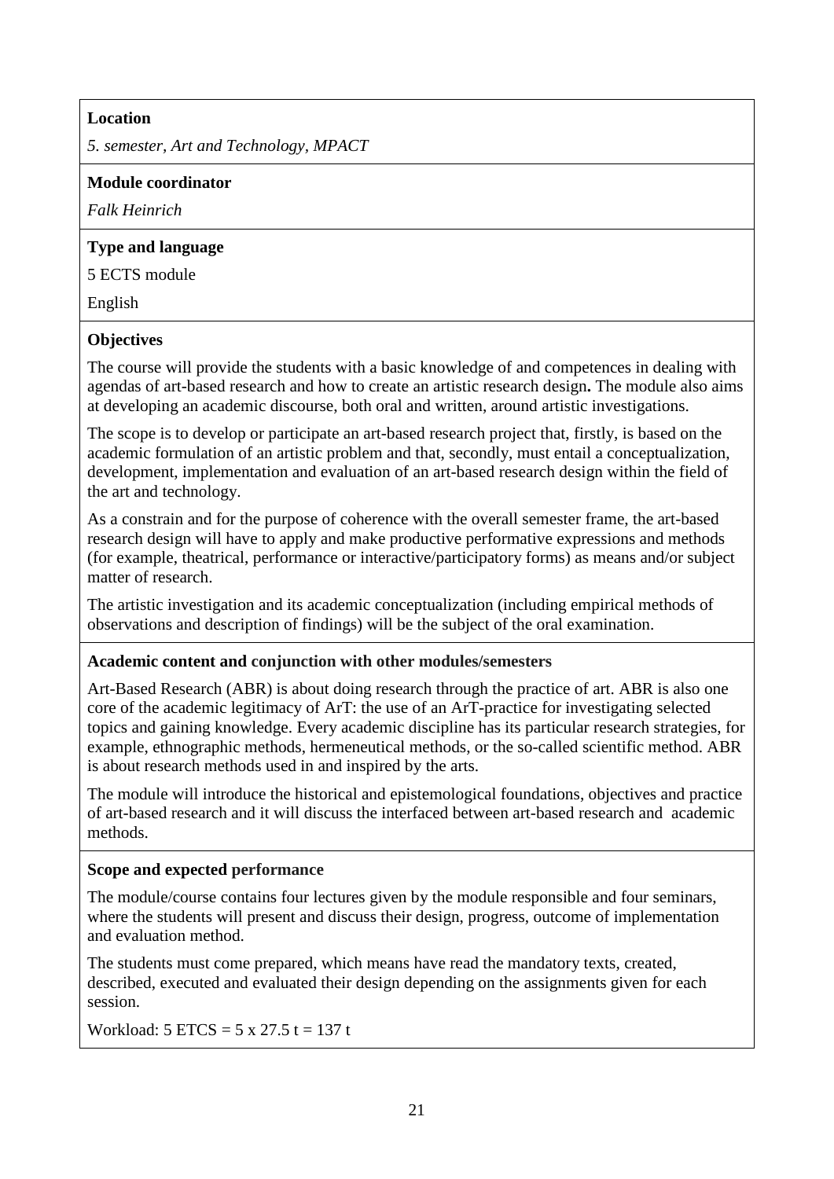**Location**

*5. semester, Art and Technology, MPACT*

**Module coordinator**

*Falk Heinrich*

**Type and language**

5 ECTS module

English

**Objectives**

The course will provide the students with a basic knowledge of and competences in dealing with agendas of art-based research and how to create an artistic research design**.** The module also aims at developing an academic discourse, both oral and written, around artistic investigations.

The scope is to develop or participate an art-based research project that, firstly, is based on the academic formulation of an artistic problem and that, secondly, must entail a conceptualization, development, implementation and evaluation of an art-based research design within the field of the art and technology.

As a constrain and for the purpose of coherence with the overall semester frame, the art-based research design will have to apply and make productive performative expressions and methods (for example, theatrical, performance or interactive/participatory forms) as means and/or subject matter of research.

The artistic investigation and its academic conceptualization (including empirical methods of observations and description of findings) will be the subject of the oral examination.

**Academic content and conjunction with other modules/semesters**

Art-Based Research (ABR) is about doing research through the practice of art. ABR is also one core of the academic legitimacy of ArT: the use of an ArT-practice for investigating selected topics and gaining knowledge. Every academic discipline has its particular research strategies, for example, ethnographic methods, hermeneutical methods, or the so-called scientific method. ABR is about research methods used in and inspired by the arts.

The module will introduce the historical and epistemological foundations, objectives and practice of art-based research and it will discuss the interfaced between art-based research and academic methods.

**Scope and expected performance**

The module/course contains four lectures given by the module responsible and four seminars, where the students will present and discuss their design, progress, outcome of implementation and evaluation method.

The students must come prepared, which means have read the mandatory texts, created, described, executed and evaluated their design depending on the assignments given for each session.

Workload: 5 ETCS = 5 x 27.5 t = 137 t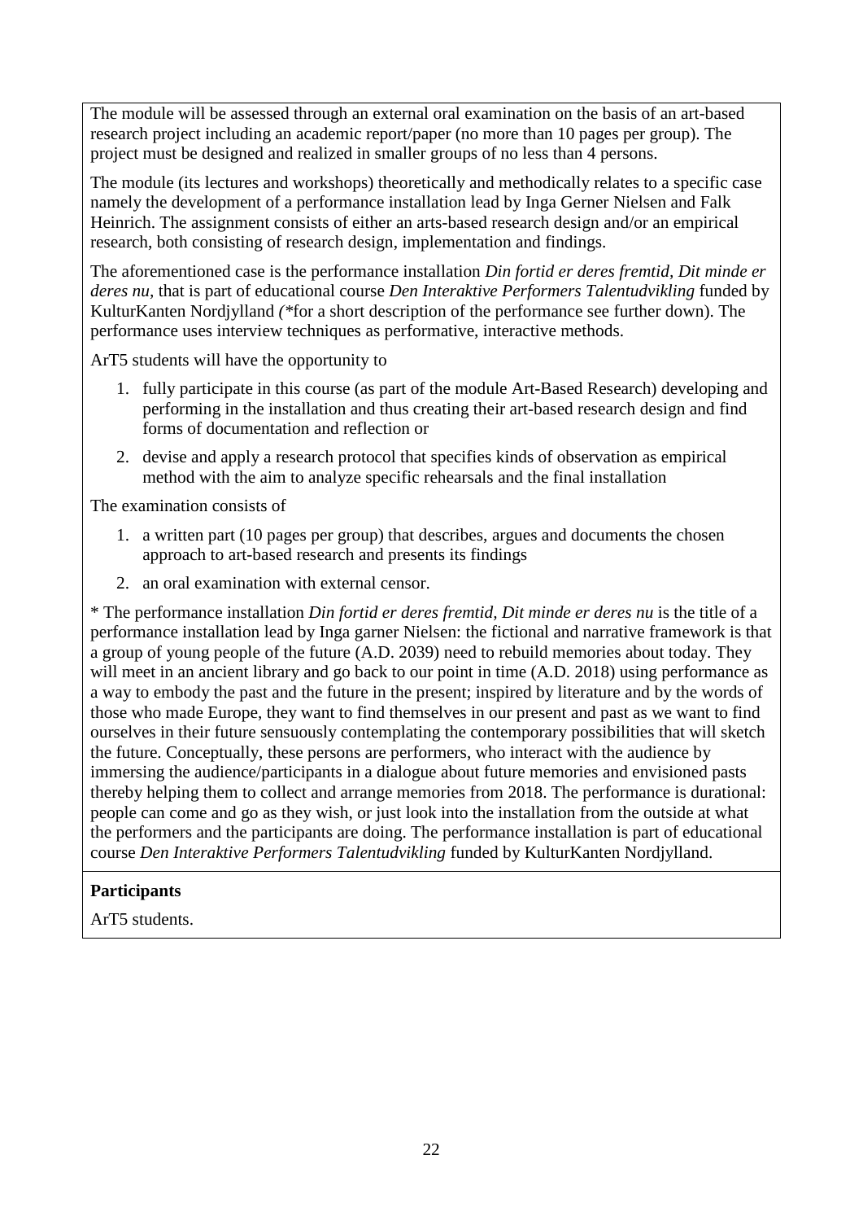The module will be assessed through an external oral examination on the basis of an art-based research project including an academic report/paper (no more than 10 pages per group). The project must be designed and realized in smaller groups of no less than 4 persons.

The module (its lectures and workshops) theoretically and methodically relates to a specific case namely the development of a performance installation lead by Inga Gerner Nielsen and Falk Heinrich. The assignment consists of either an arts-based research design and/or an empirical research, both consisting of research design, implementation and findings.

The aforementioned case is the performance installation *Din fortid er deres fremtid, Dit minde er deres nu*, that is part of educational course *Den Interaktive Performers Talentudvikling* funded by KulturKanten Nordjylland *(*\*for a short description of the performance see further down). The performance uses interview techniques as performative, interactive methods.

ArT5 students will have the opportunity to

1. fully participate in this course (as part of the module Art-Based Research) developing and performing in the installation and thus creating their art-based research design and find forms of documentation and reflection or
2. devise and apply a research protocol that specifies kinds of observation as empirical method with the aim to analyze specific rehearsals and the final installation

The examination consists of

1. a written part (10 pages per group) that describes, argues and documents the chosen approach to art-based research and presents its findings
2. an oral examination with external censor.

\* The performance installation *Din fortid er deres fremtid, Dit minde er deres nu* is the title of a performance installation lead by Inga garner Nielsen: the fictional and narrative framework is that a group of young people of the future (A.D. 2039) need to rebuild memories about today. They will meet in an ancient library and go back to our point in time (A.D. 2018) using performance as a way to embody the past and the future in the present; inspired by literature and by the words of those who made Europe, they want to find themselves in our present and past as we want to find ourselves in their future sensuously contemplating the contemporary possibilities that will sketch the future. Conceptually, these persons are performers, who interact with the audience by immersing the audience/participants in a dialogue about future memories and envisioned pasts thereby helping them to collect and arrange memories from 2018. The performance is durational: people can come and go as they wish, or just look into the installation from the outside at what the performers and the participants are doing. The performance installation is part of educational course *Den Interaktive Performers Talentudvikling* funded by KulturKanten Nordjylland.

**Participants**

ArT5 students.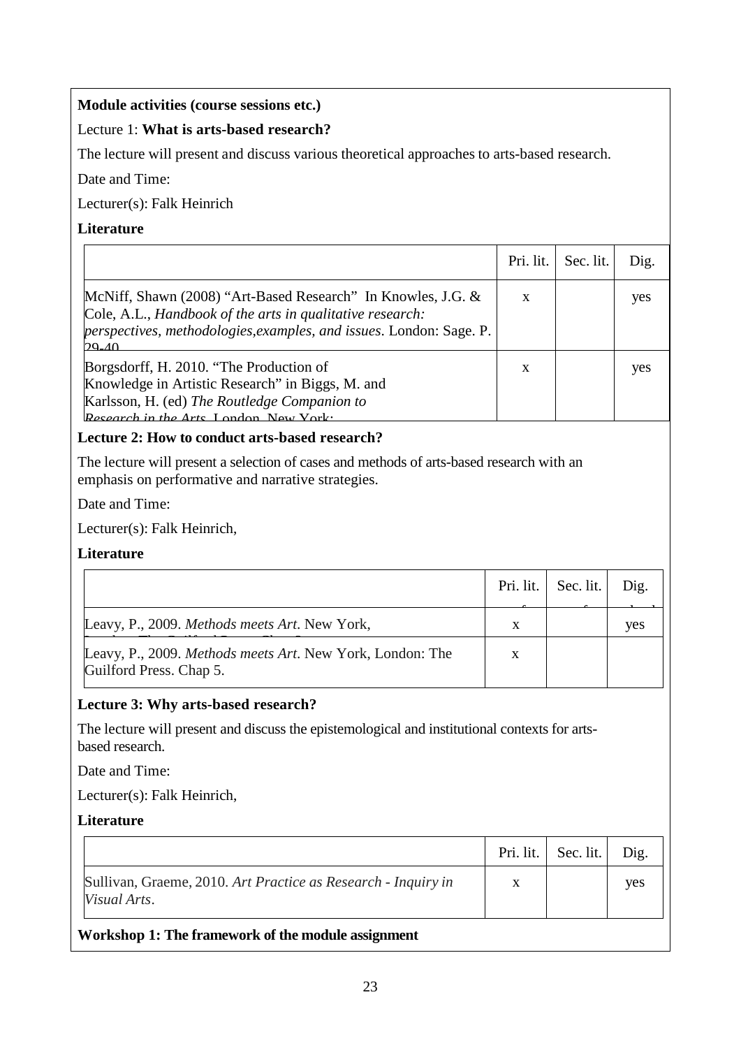**Module activities (course sessions etc.)**

Lecture 1: **What is arts-based research?**

The lecture will present and discuss various theoretical approaches to arts-based research.

Date and Time:

Lecturer(s): Falk Heinrich

**Literature**

| | Pri. lit. | Sec. lit. | Dig. |
|---|---|---|---|
| McNiff, Shawn (2008) "Art-Based Research" In Knowles, J.G. & Cole, A.L., *Handbook of the arts in qualitative research: perspectives, methodologies,examples, and issues*. London: Sage. P. 29-40 | x | | yes |
| Borgsdorff, H. 2010. "The Production of Knowledge in Artistic Research" in Biggs, M. and Karlsson, H. (ed) *The Routledge Companion to Research in the Arts*. London, New York: | x | | yes |

**Lecture 2: How to conduct arts-based research?**

The lecture will present a selection of cases and methods of arts-based research with an emphasis on performative and narrative strategies.

Date and Time:

Lecturer(s): Falk Heinrich,

**Literature**

| | Pri. lit. | Sec. lit. | Dig. |
|---|---|---|---|
| Leavy, P., 2009. *Methods meets Art*. New York, | x | | yes |
| Leavy, P., 2009. *Methods meets Art*. New York, London: The Guilford Press. Chap 5. | x | | |

**Lecture 3: Why arts-based research?**

The lecture will present and discuss the epistemological and institutional contexts for arts-based research.

Date and Time:

Lecturer(s): Falk Heinrich,

**Literature**

| | Pri. lit. | Sec. lit. | Dig. |
|---|---|---|---|
| Sullivan, Graeme, 2010. *Art Practice as Research - Inquiry in Visual Arts*. | x | | yes |

**Workshop 1: The framework of the module assignment**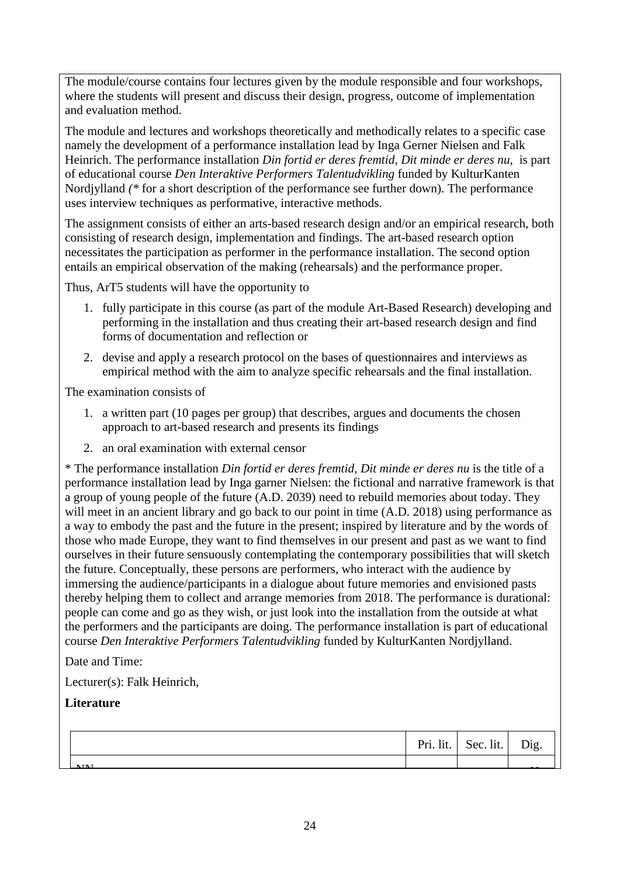The module/course contains four lectures given by the module responsible and four workshops, where the students will present and discuss their design, progress, outcome of implementation and evaluation method.

The module and lectures and workshops theoretically and methodically relates to a specific case namely the development of a performance installation lead by Inga Gerner Nielsen and Falk Heinrich. The performance installation *Din fortid er deres fremtid, Dit minde er deres nu,* is part of educational course *Den Interaktive Performers Talentudvikling* funded by KulturKanten Nordjylland *(** for a short description of the performance see further down). The performance uses interview techniques as performative, interactive methods.

The assignment consists of either an arts-based research design and/or an empirical research, both consisting of research design, implementation and findings. The art-based research option necessitates the participation as performer in the performance installation. The second option entails an empirical observation of the making (rehearsals) and the performance proper.

Thus, ArT5 students will have the opportunity to

1. fully participate in this course (as part of the module Art-Based Research) developing and performing in the installation and thus creating their art-based research design and find forms of documentation and reflection or
2. devise and apply a research protocol on the bases of questionnaires and interviews as empirical method with the aim to analyze specific rehearsals and the final installation.

The examination consists of

1. a written part (10 pages per group) that describes, argues and documents the chosen approach to art-based research and presents its findings
2. an oral examination with external censor

* The performance installation *Din fortid er deres fremtid, Dit minde er deres nu* is the title of a performance installation lead by Inga garner Nielsen: the fictional and narrative framework is that a group of young people of the future (A.D. 2039) need to rebuild memories about today. They will meet in an ancient library and go back to our point in time (A.D. 2018) using performance as a way to embody the past and the future in the present; inspired by literature and by the words of those who made Europe, they want to find themselves in our present and past as we want to find ourselves in their future sensuously contemplating the contemporary possibilities that will sketch the future. Conceptually, these persons are performers, who interact with the audience by immersing the audience/participants in a dialogue about future memories and envisioned pasts thereby helping them to collect and arrange memories from 2018. The performance is durational: people can come and go as they wish, or just look into the installation from the outside at what the performers and the participants are doing. The performance installation is part of educational course *Den Interaktive Performers Talentudvikling* funded by KulturKanten Nordjylland.

Date and Time:

Lecturer(s): Falk Heinrich,

**Literature**

| | Pri. lit. | Sec. lit. | Dig. |
|---|---|---|---|
| NN | | | |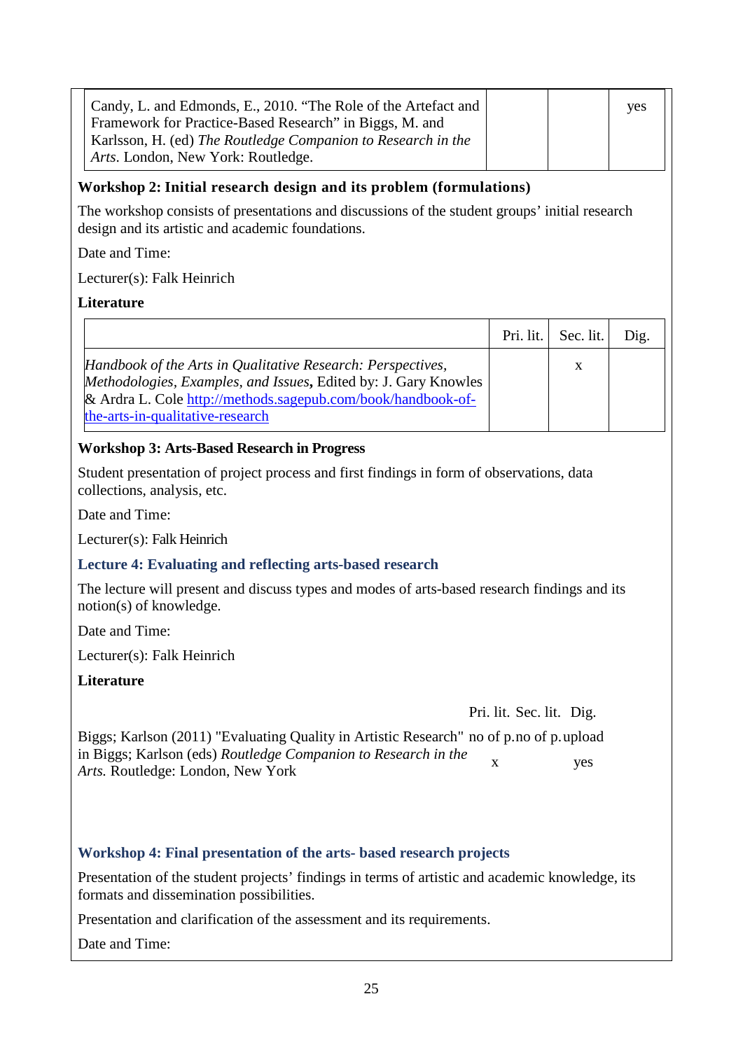| | | | |
|---|---|---|---|
| Candy, L. and Edmonds, E., 2010. “The Role of the Artefact and Framework for Practice-Based Research” in Biggs, M. and Karlsson, H. (ed) *The Routledge Companion to Research in the Arts*. London, New York: Routledge. | | | yes |

**Workshop 2: Initial research design and its problem (formulations)**

The workshop consists of presentations and discussions of the student groups’ initial research design and its artistic and academic foundations.

Date and Time:

Lecturer(s): Falk Heinrich

**Literature**

| | Pri. lit. | Sec. lit. | Dig. |
|---|---|---|---|
| *Handbook of the Arts in Qualitative Research: Perspectives, Methodologies, Examples, and Issues*, Edited by: J. Gary Knowles & Ardra L. Cole [http://methods.sagepub.com/book/handbook-of-the-arts-in-qualitative-research](http://methods.sagepub.com/book/handbook-of-the-arts-in-qualitative-research) | | x | |

**Workshop 3: Arts-Based Research in Progress**

Student presentation of project process and first findings in form of observations, data collections, analysis, etc.

Date and Time:

Lecturer(s): Falk Heinrich

**Lecture 4: Evaluating and reflecting arts-based research**

The lecture will present and discuss types and modes of arts-based research findings and its notion(s) of knowledge.

Date and Time:

Lecturer(s): Falk Heinrich

**Literature**

| | Pri. lit. | Sec. lit. | Dig. |
|---|---|---|---|
| Biggs; Karlson (2011) "Evaluating Quality in Artistic Research" in Biggs; Karlson (eds) *Routledge Companion to Research in the Arts.* Routledge: London, New York | no of p. x | no of p. | upload yes |

**Workshop 4: Final presentation of the arts- based research projects**

Presentation of the student projects’ findings in terms of artistic and academic knowledge, its formats and dissemination possibilities.

Presentation and clarification of the assessment and its requirements.

Date and Time: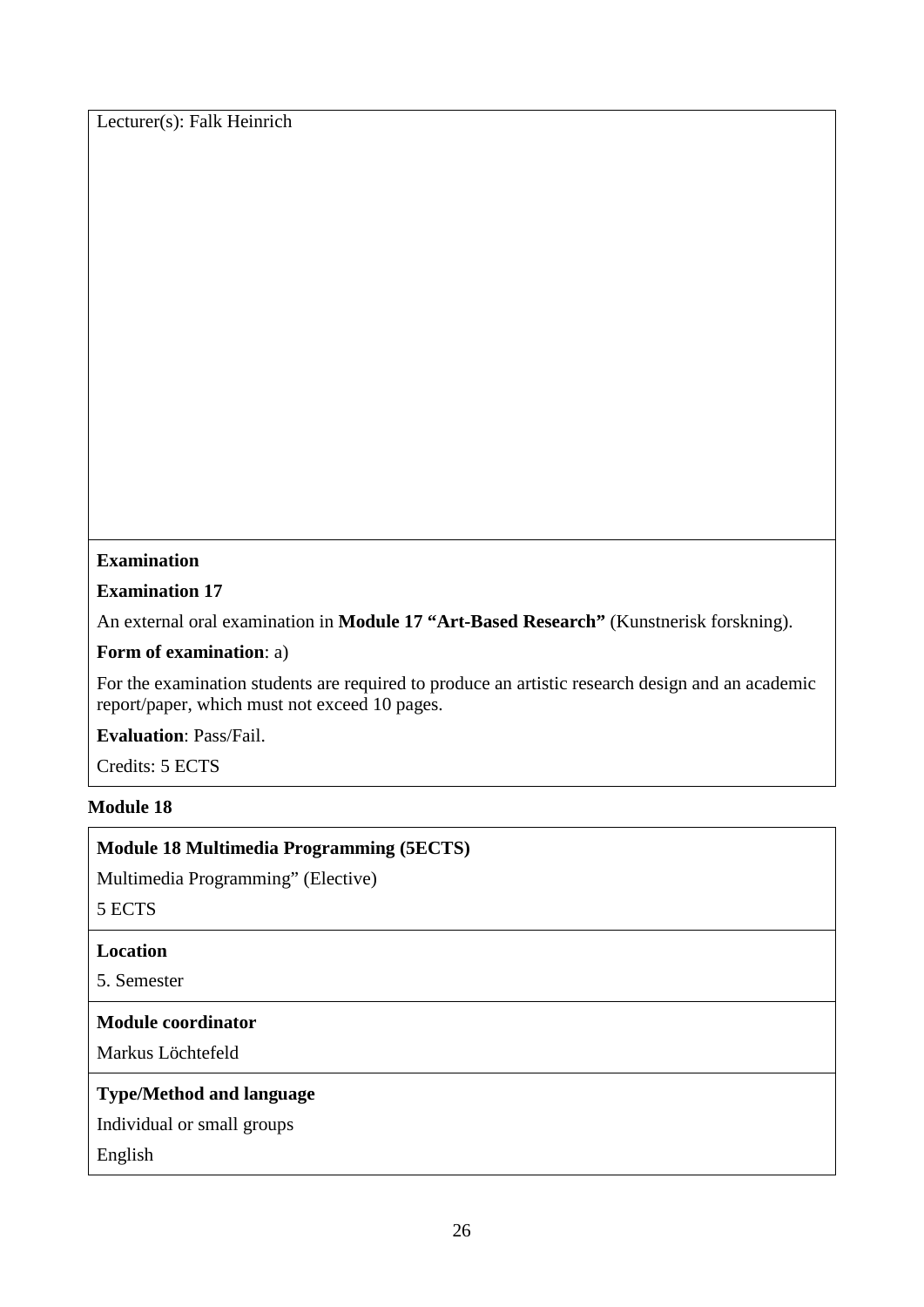Lecturer(s): Falk Heinrich

**Examination**

**Examination 17**

An external oral examination in **Module 17 "Art-Based Research"** (Kunstnerisk forskning).

**Form of examination**: a)

For the examination students are required to produce an artistic research design and an academic report/paper, which must not exceed 10 pages.

**Evaluation**: Pass/Fail.

Credits: 5 ECTS

**Module 18**

**Module 18 Multimedia Programming (5ECTS)**

Multimedia Programming" (Elective)

5 ECTS

**Location**

5. Semester

**Module coordinator**

Markus Löchtefeld

**Type/Method and language**

Individual or small groups

English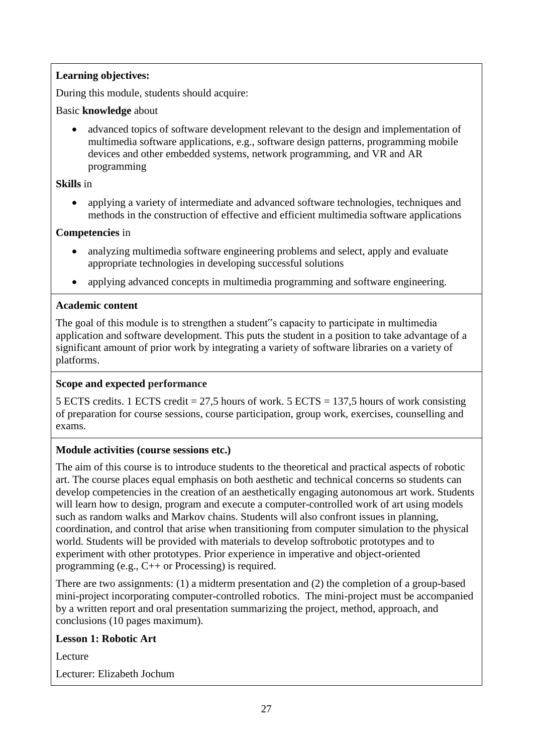**Learning objectives:**

During this module, students should acquire:

Basic **knowledge** about

- advanced topics of software development relevant to the design and implementation of multimedia software applications, e.g., software design patterns, programming mobile devices and other embedded systems, network programming, and VR and AR programming

**Skills** in

- applying a variety of intermediate and advanced software technologies, techniques and methods in the construction of effective and efficient multimedia software applications

**Competencies** in

- analyzing multimedia software engineering problems and select, apply and evaluate appropriate technologies in developing successful solutions
- applying advanced concepts in multimedia programming and software engineering.

**Academic content**

The goal of this module is to strengthen a student"s capacity to participate in multimedia application and software development. This puts the student in a position to take advantage of a significant amount of prior work by integrating a variety of software libraries on a variety of platforms.

**Scope and expected performance**

5 ECTS credits. 1 ECTS credit = 27,5 hours of work. 5 ECTS = 137,5 hours of work consisting of preparation for course sessions, course participation, group work, exercises, counselling and exams.

**Module activities (course sessions etc.)**

The aim of this course is to introduce students to the theoretical and practical aspects of robotic art. The course places equal emphasis on both aesthetic and technical concerns so students can develop competencies in the creation of an aesthetically engaging autonomous art work. Students will learn how to design, program and execute a computer-controlled work of art using models such as random walks and Markov chains. Students will also confront issues in planning, coordination, and control that arise when transitioning from computer simulation to the physical world. Students will be provided with materials to develop softrobotic prototypes and to experiment with other prototypes. Prior experience in imperative and object-oriented programming (e.g., C++ or Processing) is required.

There are two assignments: (1) a midterm presentation and (2) the completion of a group-based mini-project incorporating computer-controlled robotics. The mini-project must be accompanied by a written report and oral presentation summarizing the project, method, approach, and conclusions (10 pages maximum).

**Lesson 1: Robotic Art**

Lecture

Lecturer: Elizabeth Jochum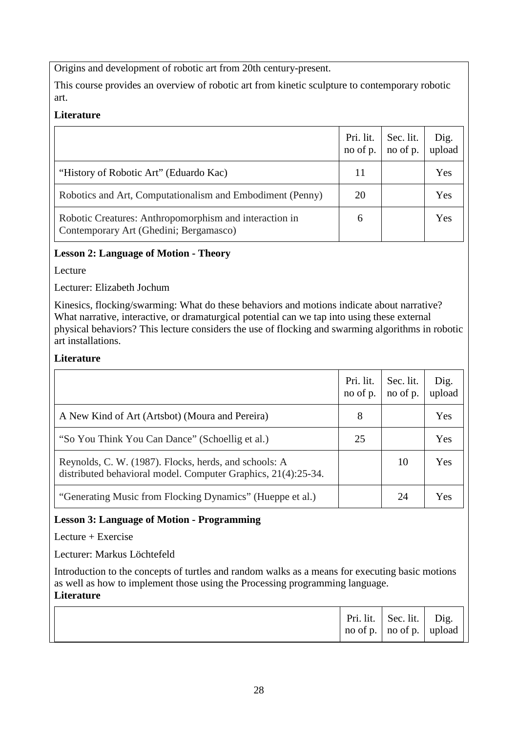Origins and development of robotic art from 20th century-present.

This course provides an overview of robotic art from kinetic sculpture to contemporary robotic art.

**Literature**

| | Pri. lit. no of p. | Sec. lit. no of p. | Dig. upload |
|---|---|---|---|
| "History of Robotic Art" (Eduardo Kac) | 11 | | Yes |
| Robotics and Art, Computationalism and Embodiment (Penny) | 20 | | Yes |
| Robotic Creatures: Anthropomorphism and interaction in Contemporary Art (Ghedini; Bergamasco) | 6 | | Yes |

**Lesson 2: Language of Motion - Theory**

Lecture

Lecturer: Elizabeth Jochum

Kinesics, flocking/swarming: What do these behaviors and motions indicate about narrative? What narrative, interactive, or dramaturgical potential can we tap into using these external physical behaviors? This lecture considers the use of flocking and swarming algorithms in robotic art installations.

**Literature**

| | Pri. lit. no of p. | Sec. lit. no of p. | Dig. upload |
|---|---|---|---|
| A New Kind of Art (Artsbot) (Moura and Pereira) | 8 | | Yes |
| "So You Think You Can Dance" (Schoellig et al.) | 25 | | Yes |
| Reynolds, C. W. (1987). Flocks, herds, and schools: A distributed behavioral model. Computer Graphics, 21(4):25-34. | | 10 | Yes |
| "Generating Music from Flocking Dynamics" (Hueppe et al.) | | 24 | Yes |

**Lesson 3: Language of Motion - Programming**

Lecture + Exercise

Lecturer: Markus Löchtefeld

Introduction to the concepts of turtles and random walks as a means for executing basic motions as well as how to implement those using the Processing programming language.

**Literature**

| | Pri. lit. no of p. | Sec. lit. no of p. | Dig. upload |
|---|---|---|---|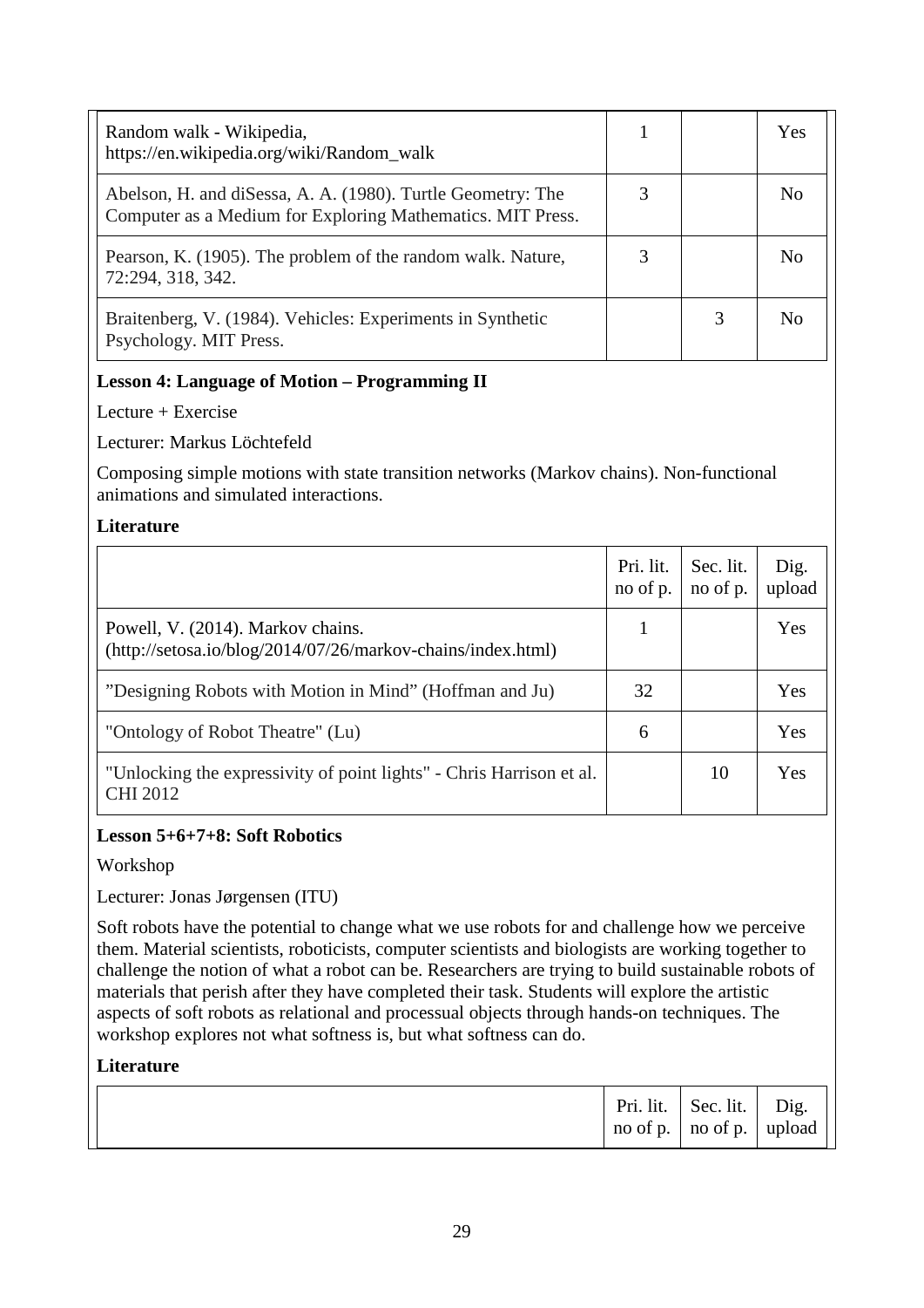| | Pri. lit. no of p. | Sec. lit. no of p. | Dig. upload |
|---|---|---|---|
| Random walk - Wikipedia, https://en.wikipedia.org/wiki/Random_walk | 1 | | Yes |
| Abelson, H. and diSessa, A. A. (1980). Turtle Geometry: The Computer as a Medium for Exploring Mathematics. MIT Press. | 3 | | No |
| Pearson, K. (1905). The problem of the random walk. Nature, 72:294, 318, 342. | 3 | | No |
| Braitenberg, V. (1984). Vehicles: Experiments in Synthetic Psychology. MIT Press. | | 3 | No |

**Lesson 4: Language of Motion – Programming II**

Lecture + Exercise

Lecturer: Markus Löchtefeld

Composing simple motions with state transition networks (Markov chains). Non-functional animations and simulated interactions.

**Literature**

| | Pri. lit. no of p. | Sec. lit. no of p. | Dig. upload |
|---|---|---|---|
| Powell, V. (2014). Markov chains. (http://setosa.io/blog/2014/07/26/markov-chains/index.html) | 1 | | Yes |
| "Designing Robots with Motion in Mind" (Hoffman and Ju) | 32 | | Yes |
| "Ontology of Robot Theatre" (Lu) | 6 | | Yes |
| "Unlocking the expressivity of point lights" - Chris Harrison et al. CHI 2012 | | 10 | Yes |

**Lesson 5+6+7+8: Soft Robotics**

Workshop

Lecturer: Jonas Jørgensen (ITU)

Soft robots have the potential to change what we use robots for and challenge how we perceive them. Material scientists, roboticists, computer scientists and biologists are working together to challenge the notion of what a robot can be. Researchers are trying to build sustainable robots of materials that perish after they have completed their task. Students will explore the artistic aspects of soft robots as relational and processual objects through hands-on techniques. The workshop explores not what softness is, but what softness can do.

**Literature**

| | Pri. lit. no of p. | Sec. lit. no of p. | Dig. upload |
|---|---|---|---|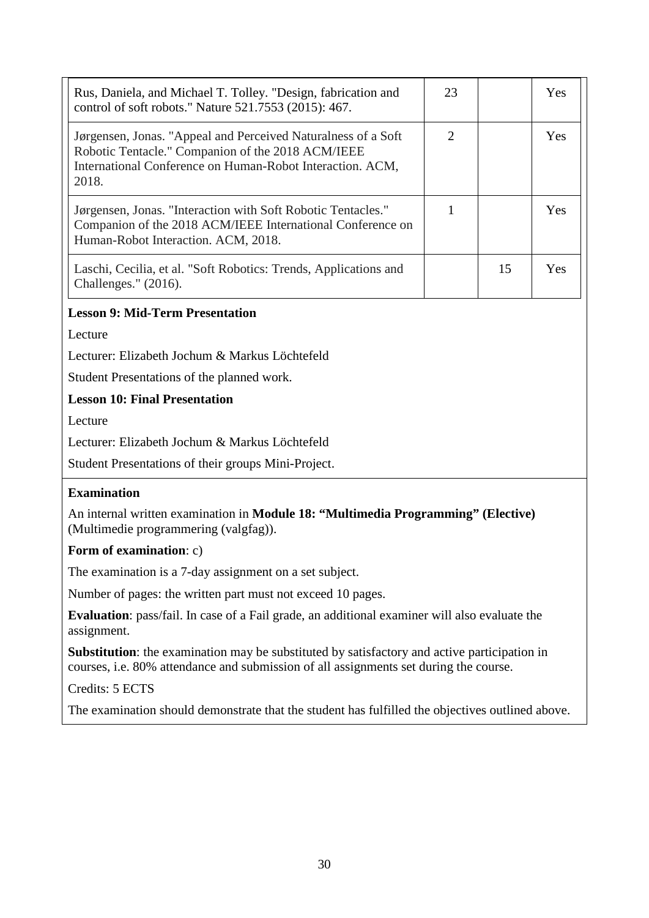| | | | |
|---|---|---|---|
| Rus, Daniela, and Michael T. Tolley. "Design, fabrication and control of soft robots." Nature 521.7553 (2015): 467. | 23 | | Yes |
| Jørgensen, Jonas. "Appeal and Perceived Naturalness of a Soft Robotic Tentacle." Companion of the 2018 ACM/IEEE International Conference on Human-Robot Interaction. ACM, 2018. | 2 | | Yes |
| Jørgensen, Jonas. "Interaction with Soft Robotic Tentacles." Companion of the 2018 ACM/IEEE International Conference on Human-Robot Interaction. ACM, 2018. | 1 | | Yes |
| Laschi, Cecilia, et al. "Soft Robotics: Trends, Applications and Challenges." (2016). | | 15 | Yes |

**Lesson 9: Mid-Term Presentation**

Lecture

Lecturer: Elizabeth Jochum & Markus Löchtefeld

Student Presentations of the planned work.

**Lesson 10: Final Presentation**

Lecture

Lecturer: Elizabeth Jochum & Markus Löchtefeld

Student Presentations of their groups Mini-Project.

**Examination**

An internal written examination in **Module 18: "Multimedia Programming" (Elective)** (Multimedie programmering (valgfag)).

**Form of examination**: c)

The examination is a 7-day assignment on a set subject.

Number of pages: the written part must not exceed 10 pages.

**Evaluation**: pass/fail. In case of a Fail grade, an additional examiner will also evaluate the assignment.

**Substitution**: the examination may be substituted by satisfactory and active participation in courses, i.e. 80% attendance and submission of all assignments set during the course.

Credits: 5 ECTS

The examination should demonstrate that the student has fulfilled the objectives outlined above.